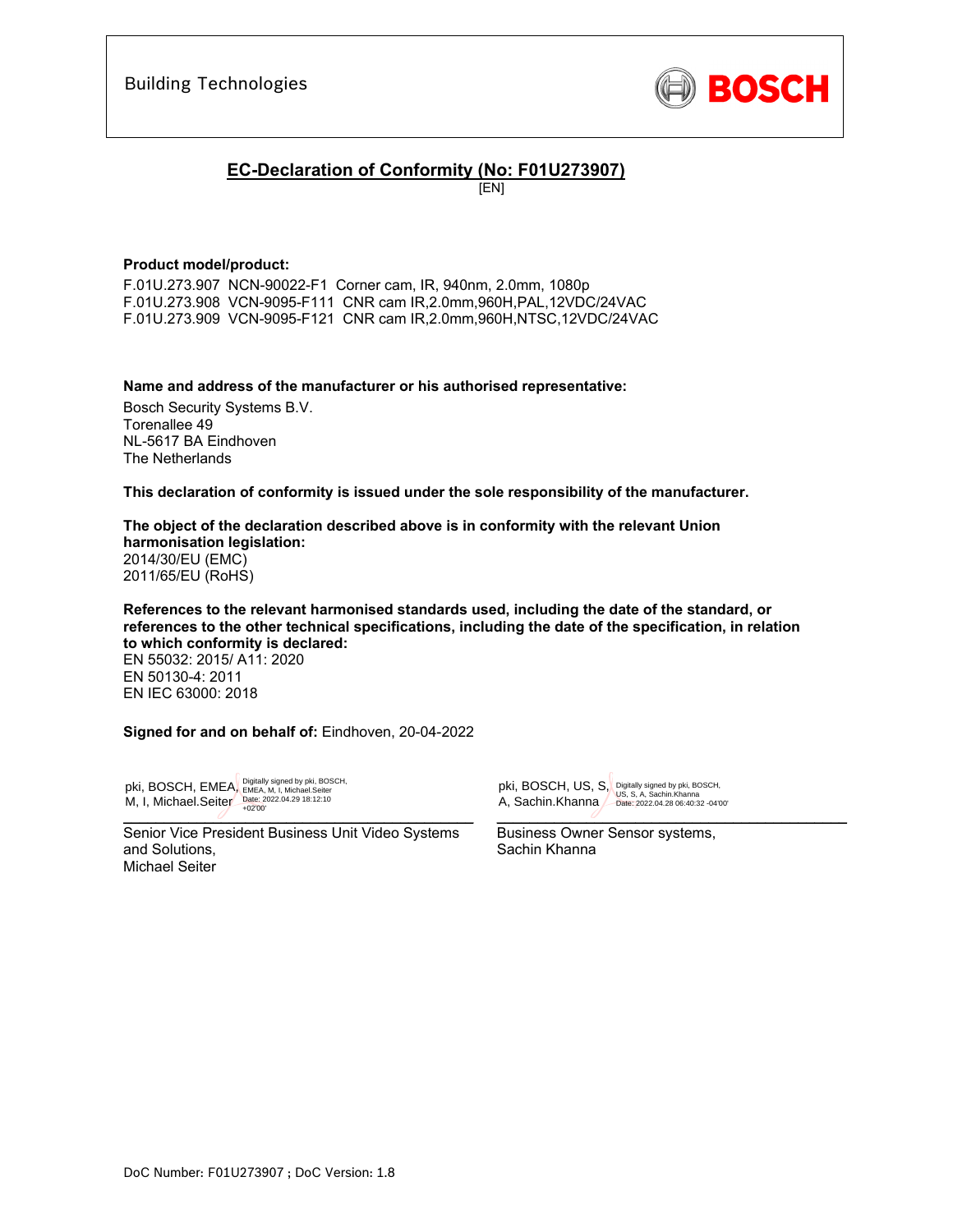Building Technologies

BOSCH

# EC-Declaration of Conformity (No: F01U273907)

[EN]

**Product model/product:**

F.01U.273.907 NCN-90022-F1 Corner cam, IR, 940nm, 2.0mm, 1080p
F.01U.273.908 VCN-9095-F111 CNR cam IR,2.0mm,960H,PAL,12VDC/24VAC
F.01U.273.909 VCN-9095-F121 CNR cam IR,2.0mm,960H,NTSC,12VDC/24VAC

**Name and address of the manufacturer or his authorised representative:**

Bosch Security Systems B.V.
Torenallee 49
NL-5617 BA Eindhoven
The Netherlands

**This declaration of conformity is issued under the sole responsibility of the manufacturer.**

**The object of the declaration described above is in conformity with the relevant Union harmonisation legislation:**
2014/30/EU (EMC)
2011/65/EU (RoHS)

**References to the relevant harmonised standards used, including the date of the standard, or references to the other technical specifications, including the date of the specification, in relation to which conformity is declared:**
EN 55032: 2015/ A11: 2020
EN 50130-4: 2011
EN IEC 63000: 2018

**Signed for and on behalf of:** Eindhoven, 20-04-2022

pki, BOSCH, EMEA, M, I, Michael.Seiter — Digitally signed by pki, BOSCH, EMEA, M, I, Michael.Seiter Date: 2022.04.29 18:12:10 +02'00'

Senior Vice President Business Unit Video Systems and Solutions,
Michael Seiter

pki, BOSCH, US, S, A, Sachin.Khanna — Digitally signed by pki, BOSCH, US, S, A, Sachin.Khanna Date: 2022.04.28 06:40:32 -04'00'

Business Owner Sensor systems,
Sachin Khanna

DoC Number: F01U273907 ; DoC Version: 1.8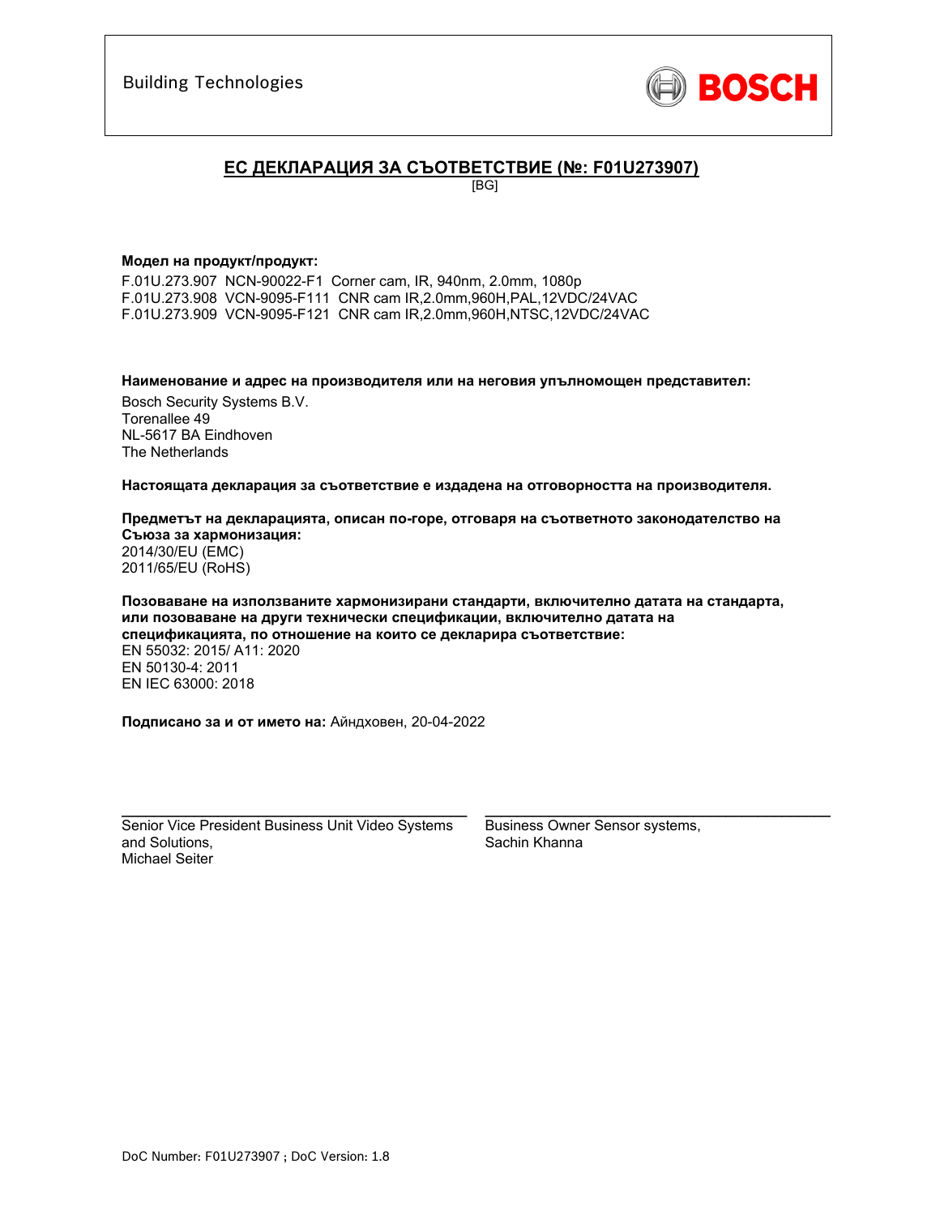Building Technologies

BOSCH

## ЕС ДЕКЛАРАЦИЯ ЗА СЪОТВЕТСТВИЕ (№: F01U273907)

[BG]

**Модел на продукт/продукт:**

F.01U.273.907 NCN-90022-F1 Corner cam, IR, 940nm, 2.0mm, 1080p
F.01U.273.908 VCN-9095-F111 CNR cam IR,2.0mm,960H,PAL,12VDC/24VAC
F.01U.273.909 VCN-9095-F121 CNR cam IR,2.0mm,960H,NTSC,12VDC/24VAC

**Наименование и адрес на производителя или на неговия упълномощен представител:**

Bosch Security Systems B.V.
Torenallee 49
NL-5617 BA Eindhoven
The Netherlands

**Настоящата декларация за съответствие е издадена на отговорността на производителя.**

**Предметът на декларацията, описан по-горе, отговаря на съответното законодателство на Съюза за хармонизация:**
2014/30/EU (EMC)
2011/65/EU (RoHS)

**Позоваване на използваните хармонизирани стандарти, включително датата на стандарта, или позоваване на други технически спецификации, включително датата на спецификацията, по отношение на които се декларира съответствие:**
EN 55032: 2015/ A11: 2020
EN 50130-4: 2011
EN IEC 63000: 2018

**Подписано за и от името на:** Айндховен, 20-04-2022

Senior Vice President Business Unit Video Systems and Solutions,
Michael Seiter

Business Owner Sensor systems,
Sachin Khanna

DoC Number: F01U273907 ; DoC Version: 1.8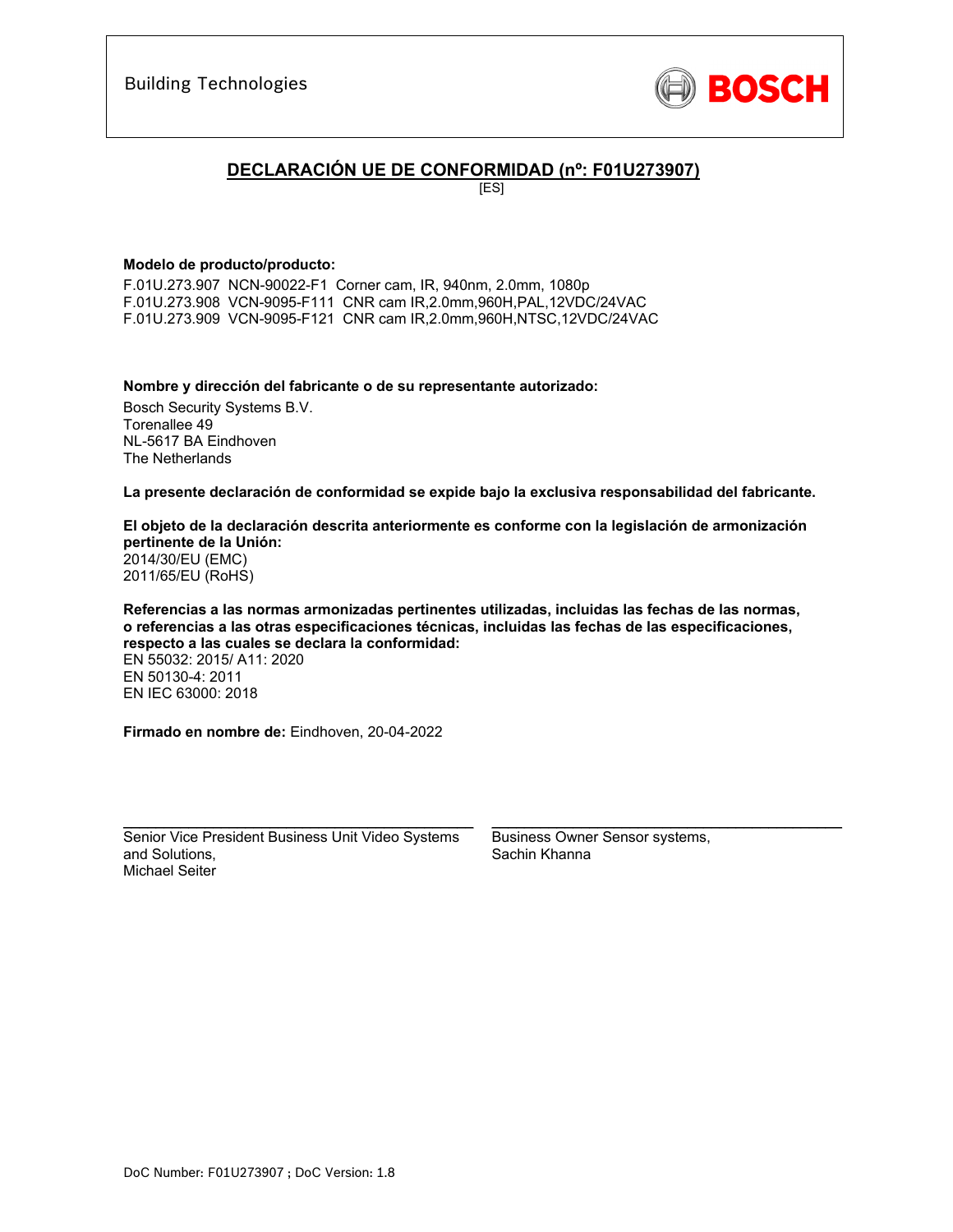Building Technologies

BOSCH

# DECLARACIÓN UE DE CONFORMIDAD (nº: F01U273907)

[ES]

**Modelo de producto/producto:**

F.01U.273.907 NCN-90022-F1 Corner cam, IR, 940nm, 2.0mm, 1080p
F.01U.273.908 VCN-9095-F111 CNR cam IR,2.0mm,960H,PAL,12VDC/24VAC
F.01U.273.909 VCN-9095-F121 CNR cam IR,2.0mm,960H,NTSC,12VDC/24VAC

**Nombre y dirección del fabricante o de su representante autorizado:**

Bosch Security Systems B.V.
Torenallee 49
NL-5617 BA Eindhoven
The Netherlands

**La presente declaración de conformidad se expide bajo la exclusiva responsabilidad del fabricante.**

**El objeto de la declaración descrita anteriormente es conforme con la legislación de armonización pertinente de la Unión:**
2014/30/EU (EMC)
2011/65/EU (RoHS)

**Referencias a las normas armonizadas pertinentes utilizadas, incluidas las fechas de las normas, o referencias a las otras especificaciones técnicas, incluidas las fechas de las especificaciones, respecto a las cuales se declara la conformidad:**
EN 55032: 2015/ A11: 2020
EN 50130-4: 2011
EN IEC 63000: 2018

**Firmado en nombre de:** Eindhoven, 20-04-2022

Senior Vice President Business Unit Video Systems and Solutions,
Michael Seiter

Business Owner Sensor systems,
Sachin Khanna

DoC Number: F01U273907 ; DoC Version: 1.8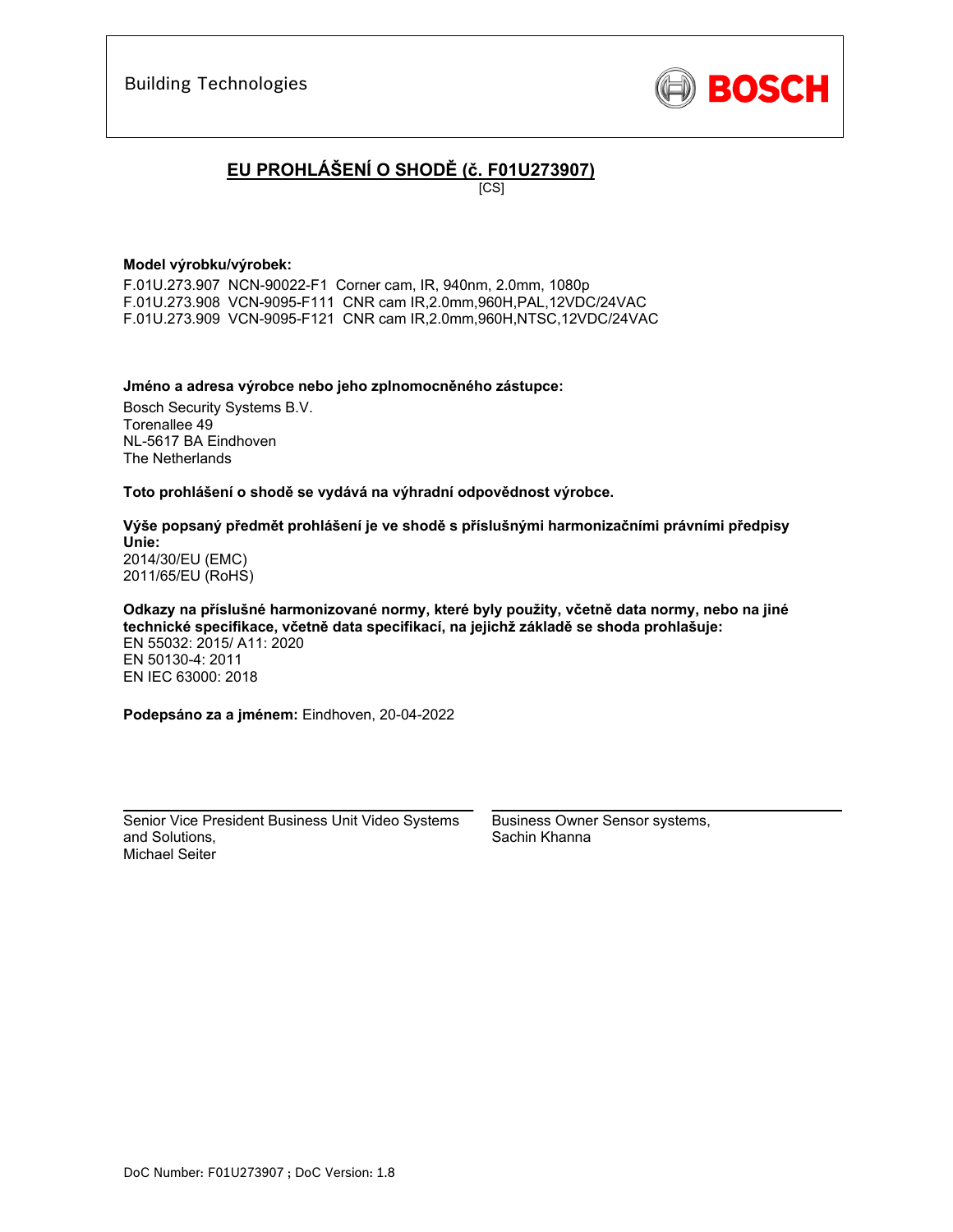Building Technologies

BOSCH

# EU PROHLÁŠENÍ O SHODĚ (č. F01U273907)

[CS]

**Model výrobku/výrobek:**

F.01U.273.907 NCN-90022-F1 Corner cam, IR, 940nm, 2.0mm, 1080p
F.01U.273.908 VCN-9095-F111 CNR cam IR,2.0mm,960H,PAL,12VDC/24VAC
F.01U.273.909 VCN-9095-F121 CNR cam IR,2.0mm,960H,NTSC,12VDC/24VAC

**Jméno a adresa výrobce nebo jeho zplnomocněného zástupce:**

Bosch Security Systems B.V.
Torenallee 49
NL-5617 BA Eindhoven
The Netherlands

**Toto prohlášení o shodě se vydává na výhradní odpovědnost výrobce.**

**Výše popsaný předmět prohlášení je ve shodě s příslušnými harmonizačními právními předpisy Unie:**
2014/30/EU (EMC)
2011/65/EU (RoHS)

**Odkazy na příslušné harmonizované normy, které byly použity, včetně data normy, nebo na jiné technické specifikace, včetně data specifikací, na jejichž základě se shoda prohlašuje:**
EN 55032: 2015/ A11: 2020
EN 50130-4: 2011
EN IEC 63000: 2018

**Podepsáno za a jménem:** Eindhoven, 20-04-2022

Senior Vice President Business Unit Video Systems and Solutions,
Michael Seiter

Business Owner Sensor systems,
Sachin Khanna

DoC Number: F01U273907 ; DoC Version: 1.8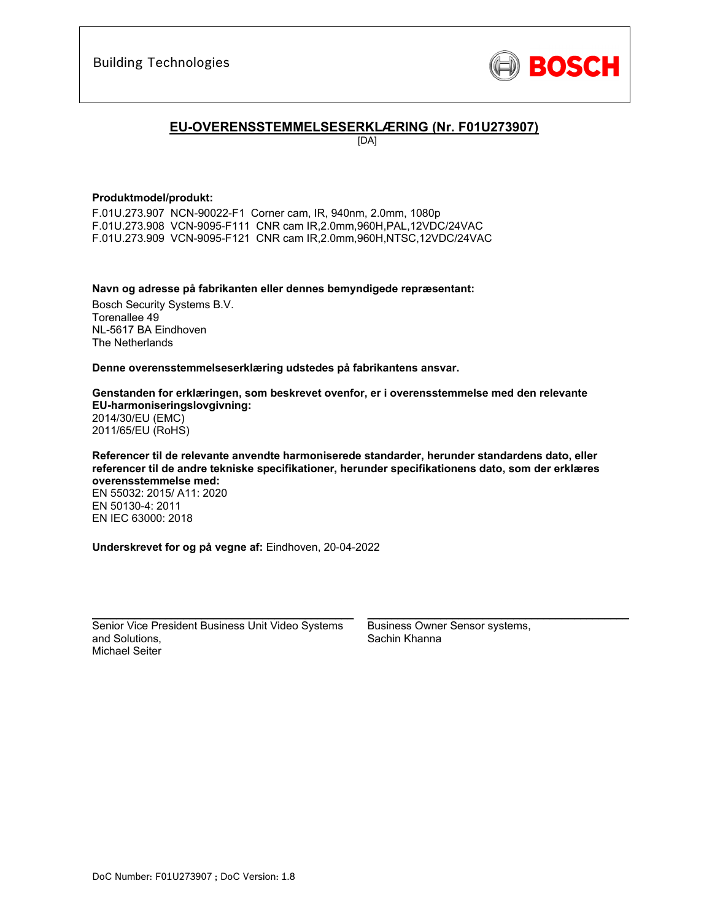Building Technologies

**BOSCH**

## EU-OVERENSSTEMMELSESERKLÆRING (Nr. F01U273907)

[DA]

**Produktmodel/produkt:**

F.01U.273.907 NCN-90022-F1 Corner cam, IR, 940nm, 2.0mm, 1080p
F.01U.273.908 VCN-9095-F111 CNR cam IR,2.0mm,960H,PAL,12VDC/24VAC
F.01U.273.909 VCN-9095-F121 CNR cam IR,2.0mm,960H,NTSC,12VDC/24VAC

**Navn og adresse på fabrikanten eller dennes bemyndigede repræsentant:**

Bosch Security Systems B.V.
Torenallee 49
NL-5617 BA Eindhoven
The Netherlands

**Denne overensstemmelseserklæring udstedes på fabrikantens ansvar.**

**Genstanden for erklæringen, som beskrevet ovenfor, er i overensstemmelse med den relevante EU-harmoniseringslovgivning:**
2014/30/EU (EMC)
2011/65/EU (RoHS)

**Referencer til de relevante anvendte harmoniserede standarder, herunder standardens dato, eller referencer til de andre tekniske specifikationer, herunder specifikationens dato, som der erklæres overensstemmelse med:**
EN 55032: 2015/ A11: 2020
EN 50130-4: 2011
EN IEC 63000: 2018

**Underskrevet for og på vegne af:** Eindhoven, 20-04-2022

Senior Vice President Business Unit Video Systems and Solutions,
Michael Seiter

Business Owner Sensor systems,
Sachin Khanna

DoC Number: F01U273907 ; DoC Version: 1.8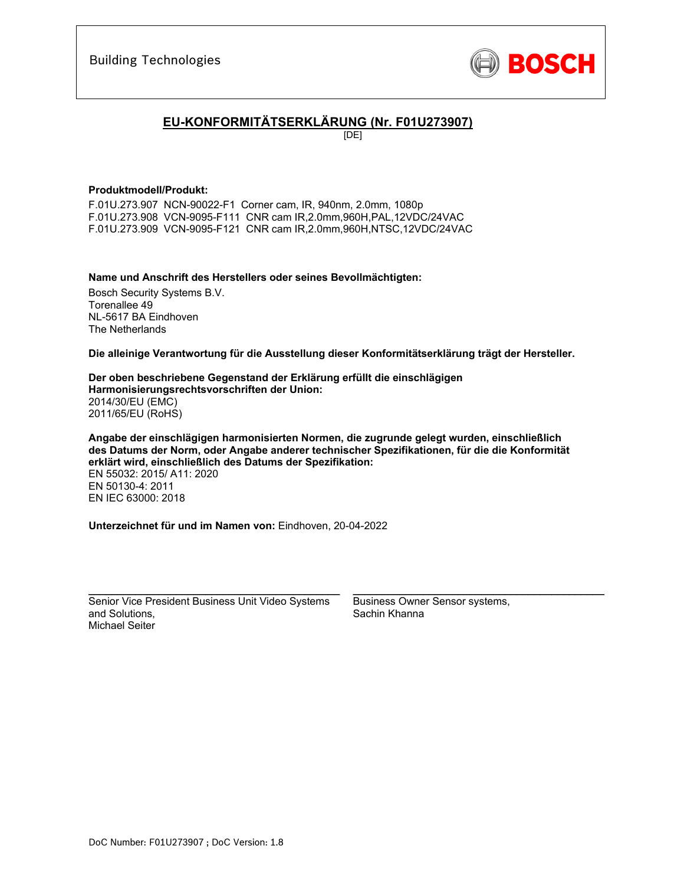Building Technologies

BOSCH

## EU-KONFORMITÄTSERKLÄRUNG (Nr. F01U273907)

[DE]

**Produktmodell/Produkt:**

F.01U.273.907 NCN-90022-F1 Corner cam, IR, 940nm, 2.0mm, 1080p
F.01U.273.908 VCN-9095-F111 CNR cam IR,2.0mm,960H,PAL,12VDC/24VAC
F.01U.273.909 VCN-9095-F121 CNR cam IR,2.0mm,960H,NTSC,12VDC/24VAC

**Name und Anschrift des Herstellers oder seines Bevollmächtigten:**

Bosch Security Systems B.V.
Torenallee 49
NL-5617 BA Eindhoven
The Netherlands

**Die alleinige Verantwortung für die Ausstellung dieser Konformitätserklärung trägt der Hersteller.**

**Der oben beschriebene Gegenstand der Erklärung erfüllt die einschlägigen Harmonisierungsrechtsvorschriften der Union:**
2014/30/EU (EMC)
2011/65/EU (RoHS)

**Angabe der einschlägigen harmonisierten Normen, die zugrunde gelegt wurden, einschließlich des Datums der Norm, oder Angabe anderer technischer Spezifikationen, für die die Konformität erklärt wird, einschließlich des Datums der Spezifikation:**
EN 55032: 2015/ A11: 2020
EN 50130-4: 2011
EN IEC 63000: 2018

**Unterzeichnet für und im Namen von:** Eindhoven, 20-04-2022

Senior Vice President Business Unit Video Systems and Solutions,
Michael Seiter

Business Owner Sensor systems,
Sachin Khanna

DoC Number: F01U273907 ; DoC Version: 1.8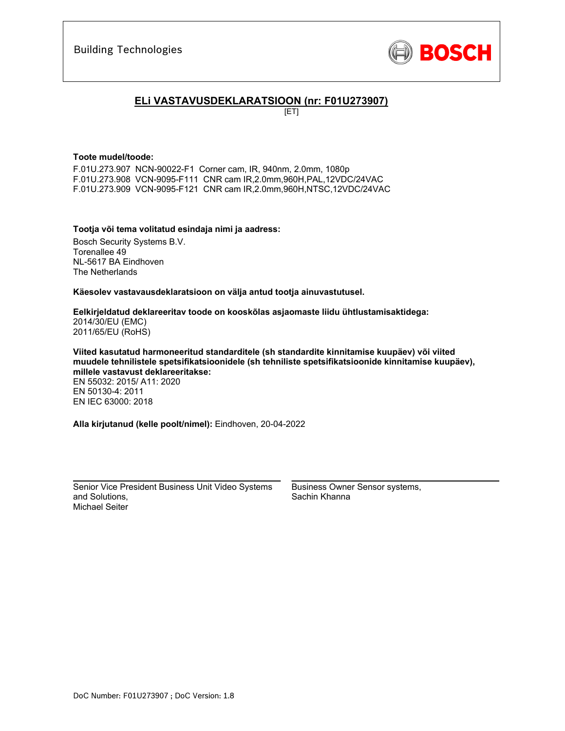Building Technologies

BOSCH

## ELi VASTAVUSDEKLARATSIOON (nr: F01U273907)

[ET]

**Toote mudel/toode:**

F.01U.273.907 NCN-90022-F1 Corner cam, IR, 940nm, 2.0mm, 1080p
F.01U.273.908 VCN-9095-F111 CNR cam IR,2.0mm,960H,PAL,12VDC/24VAC
F.01U.273.909 VCN-9095-F121 CNR cam IR,2.0mm,960H,NTSC,12VDC/24VAC

**Tootja või tema volitatud esindaja nimi ja aadress:**

Bosch Security Systems B.V.
Torenallee 49
NL-5617 BA Eindhoven
The Netherlands

**Käesolev vastavausdeklaratsioon on välja antud tootja ainuvastutusel.**

**Eelkirjeldatud deklareeritav toode on kooskõlas asjaomaste liidu ühtlustamisaktidega:**
2014/30/EU (EMC)
2011/65/EU (RoHS)

**Viited kasutatud harmoneeritud standarditele (sh standardite kinnitamise kuupäev) või viited muudele tehnilistele spetsifikatsioonidele (sh tehniliste spetsifikatsioonide kinnitamise kuupäev), millele vastavust deklareeritakse:**
EN 55032: 2015/ A11: 2020
EN 50130-4: 2011
EN IEC 63000: 2018

**Alla kirjutanud (kelle poolt/nimel):** Eindhoven, 20-04-2022

Senior Vice President Business Unit Video Systems and Solutions,
Michael Seiter

Business Owner Sensor systems,
Sachin Khanna

DoC Number: F01U273907 ; DoC Version: 1.8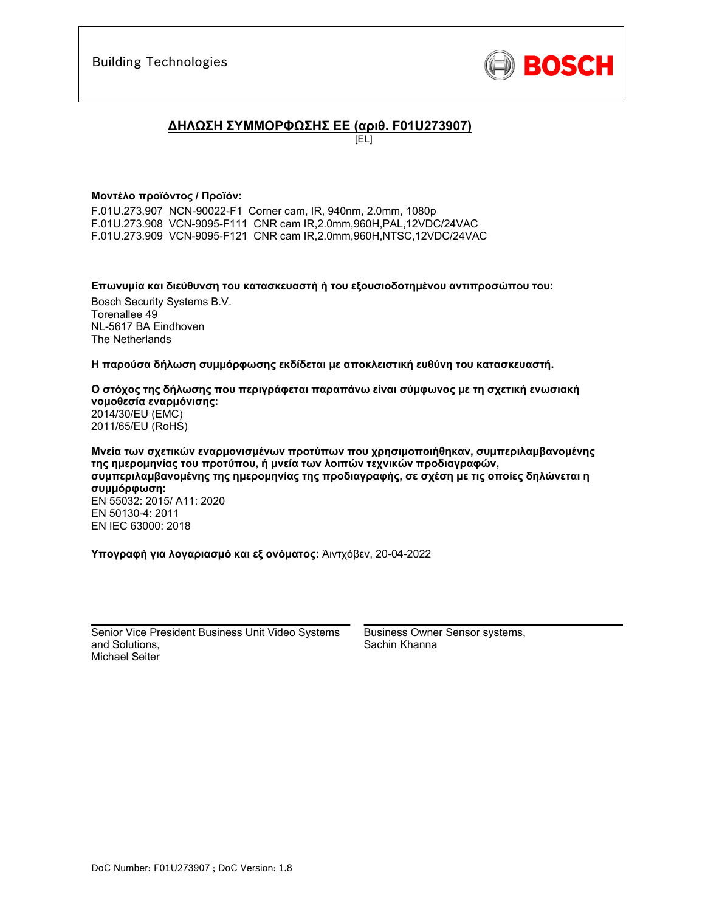Building Technologies

BOSCH

## ΔΗΛΩΣΗ ΣΥΜΜΟΡΦΩΣΗΣ ΕΕ (αριθ. F01U273907)

[EL]

**Μοντέλο προϊόντος / Προϊόν:**

F.01U.273.907 NCN-90022-F1 Corner cam, IR, 940nm, 2.0mm, 1080p
F.01U.273.908 VCN-9095-F111 CNR cam IR,2.0mm,960H,PAL,12VDC/24VAC
F.01U.273.909 VCN-9095-F121 CNR cam IR,2.0mm,960H,NTSC,12VDC/24VAC

**Επωνυμία και διεύθυνση του κατασκευαστή ή του εξουσιοδοτημένου αντιπροσώπου του:**

Bosch Security Systems B.V.
Torenallee 49
NL-5617 BA Eindhoven
The Netherlands

**Η παρούσα δήλωση συμμόρφωσης εκδίδεται με αποκλειστική ευθύνη του κατασκευαστή.**

**Ο στόχος της δήλωσης που περιγράφεται παραπάνω είναι σύμφωνος με τη σχετική ενωσιακή νομοθεσία εναρμόνισης:**
2014/30/EU (EMC)
2011/65/EU (RoHS)

**Μνεία των σχετικών εναρμονισμένων προτύπων που χρησιμοποιήθηκαν, συμπεριλαμβανομένης της ημερομηνίας του προτύπου, ή μνεία των λοιπών τεχνικών προδιαγραφών, συμπεριλαμβανομένης της ημερομηνίας της προδιαγραφής, σε σχέση με τις οποίες δηλώνεται η συμμόρφωση:**
EN 55032: 2015/ A11: 2020
EN 50130-4: 2011
EN IEC 63000: 2018

**Υπογραφή για λογαριασμό και εξ ονόματος:** Άιντχόβεν, 20-04-2022

Senior Vice President Business Unit Video Systems and Solutions,
Michael Seiter

Business Owner Sensor systems,
Sachin Khanna

DoC Number: F01U273907 ; DoC Version: 1.8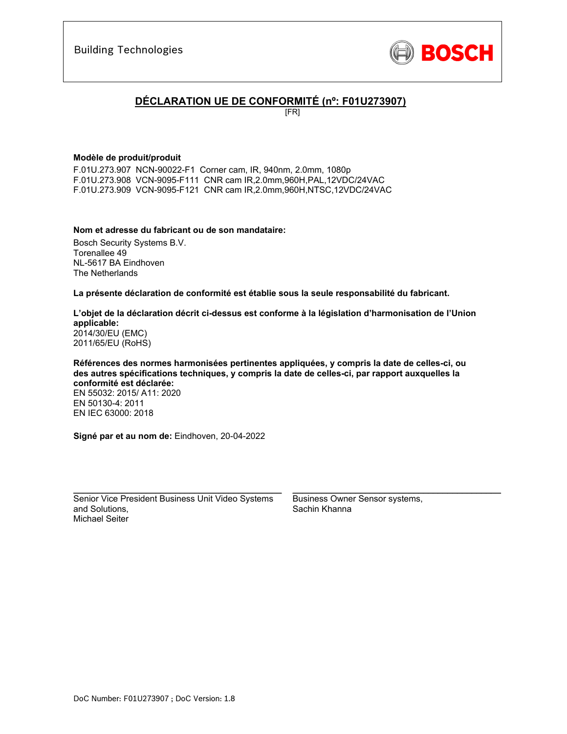Building Technologies

BOSCH

## DÉCLARATION UE DE CONFORMITÉ (nº: F01U273907)

[FR]

**Modèle de produit/produit**

F.01U.273.907 NCN-90022-F1 Corner cam, IR, 940nm, 2.0mm, 1080p
F.01U.273.908 VCN-9095-F111 CNR cam IR,2.0mm,960H,PAL,12VDC/24VAC
F.01U.273.909 VCN-9095-F121 CNR cam IR,2.0mm,960H,NTSC,12VDC/24VAC

**Nom et adresse du fabricant ou de son mandataire:**

Bosch Security Systems B.V.
Torenallee 49
NL-5617 BA Eindhoven
The Netherlands

**La présente déclaration de conformité est établie sous la seule responsabilité du fabricant.**

**L'objet de la déclaration décrit ci-dessus est conforme à la législation d'harmonisation de l'Union applicable:**
2014/30/EU (EMC)
2011/65/EU (RoHS)

**Références des normes harmonisées pertinentes appliquées, y compris la date de celles-ci, ou des autres spécifications techniques, y compris la date de celles-ci, par rapport auxquelles la conformité est déclarée:**
EN 55032: 2015/ A11: 2020
EN 50130-4: 2011
EN IEC 63000: 2018

**Signé par et au nom de:** Eindhoven, 20-04-2022

\_\_\_\_\_\_\_\_\_\_\_\_\_\_\_\_\_\_\_\_\_\_\_\_\_\_\_\_\_\_\_\_\_\_\_\_\_\_\_\_\_\_\_\_
Senior Vice President Business Unit Video Systems and Solutions,
Michael Seiter

\_\_\_\_\_\_\_\_\_\_\_\_\_\_\_\_\_\_\_\_\_\_\_\_\_\_\_\_\_\_\_\_\_\_\_\_\_\_\_\_\_\_\_\_
Business Owner Sensor systems,
Sachin Khanna

DoC Number: F01U273907 ; DoC Version: 1.8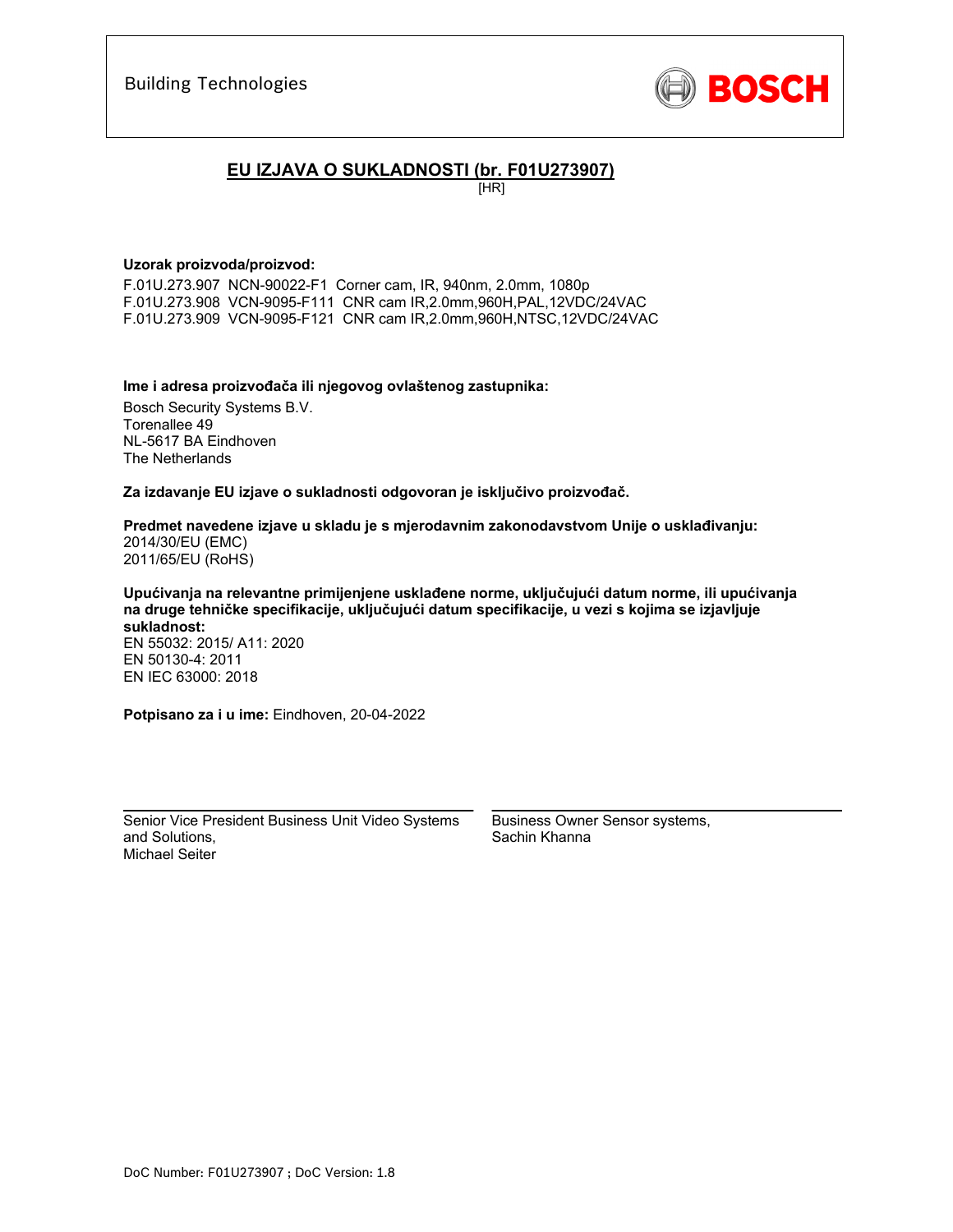Building Technologies

BOSCH

# EU IZJAVA O SUKLADNOSTI (br. F01U273907)

[HR]

**Uzorak proizvoda/proizvod:**

F.01U.273.907 NCN-90022-F1 Corner cam, IR, 940nm, 2.0mm, 1080p
F.01U.273.908 VCN-9095-F111 CNR cam IR,2.0mm,960H,PAL,12VDC/24VAC
F.01U.273.909 VCN-9095-F121 CNR cam IR,2.0mm,960H,NTSC,12VDC/24VAC

**Ime i adresa proizvođača ili njegovog ovlaštenog zastupnika:**

Bosch Security Systems B.V.
Torenallee 49
NL-5617 BA Eindhoven
The Netherlands

**Za izdavanje EU izjave o sukladnosti odgovoran je isključivo proizvođač.**

**Predmet navedene izjave u skladu je s mjerodavnim zakonodavstvom Unije o usklađivanju:**
2014/30/EU (EMC)
2011/65/EU (RoHS)

**Upućivanja na relevantne primijenjene usklađene norme, uključujući datum norme, ili upućivanja na druge tehničke specifikacije, uključujući datum specifikacije, u vezi s kojima se izjavljuje sukladnost:**
EN 55032: 2015/ A11: 2020
EN 50130-4: 2011
EN IEC 63000: 2018

**Potpisano za i u ime:** Eindhoven, 20-04-2022

Senior Vice President Business Unit Video Systems and Solutions,
Michael Seiter

Business Owner Sensor systems,
Sachin Khanna

DoC Number: F01U273907 ; DoC Version: 1.8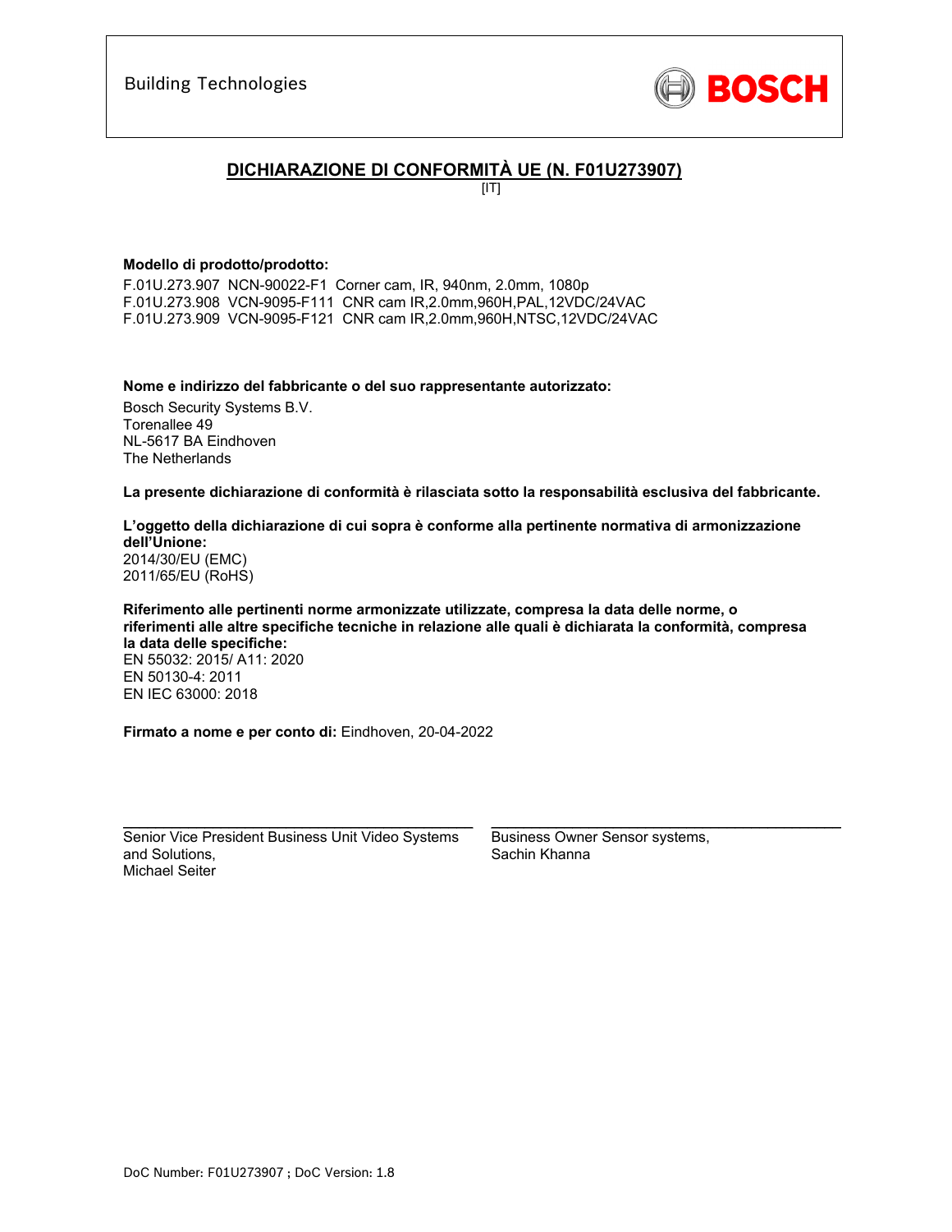Building Technologies

BOSCH

## DICHIARAZIONE DI CONFORMITÀ UE (N. F01U273907)

[IT]

**Modello di prodotto/prodotto:**

F.01U.273.907 NCN-90022-F1 Corner cam, IR, 940nm, 2.0mm, 1080p
F.01U.273.908 VCN-9095-F111 CNR cam IR,2.0mm,960H,PAL,12VDC/24VAC
F.01U.273.909 VCN-9095-F121 CNR cam IR,2.0mm,960H,NTSC,12VDC/24VAC

**Nome e indirizzo del fabbricante o del suo rappresentante autorizzato:**

Bosch Security Systems B.V.
Torenallee 49
NL-5617 BA Eindhoven
The Netherlands

**La presente dichiarazione di conformità è rilasciata sotto la responsabilità esclusiva del fabbricante.**

**L'oggetto della dichiarazione di cui sopra è conforme alla pertinente normativa di armonizzazione dell'Unione:**
2014/30/EU (EMC)
2011/65/EU (RoHS)

**Riferimento alle pertinenti norme armonizzate utilizzate, compresa la data delle norme, o riferimenti alle altre specifiche tecniche in relazione alle quali è dichiarata la conformità, compresa la data delle specifiche:**
EN 55032: 2015/ A11: 2020
EN 50130-4: 2011
EN IEC 63000: 2018

**Firmato a nome e per conto di:** Eindhoven, 20-04-2022

Senior Vice President Business Unit Video Systems and Solutions,
Michael Seiter

Business Owner Sensor systems,
Sachin Khanna

DoC Number: F01U273907 ; DoC Version: 1.8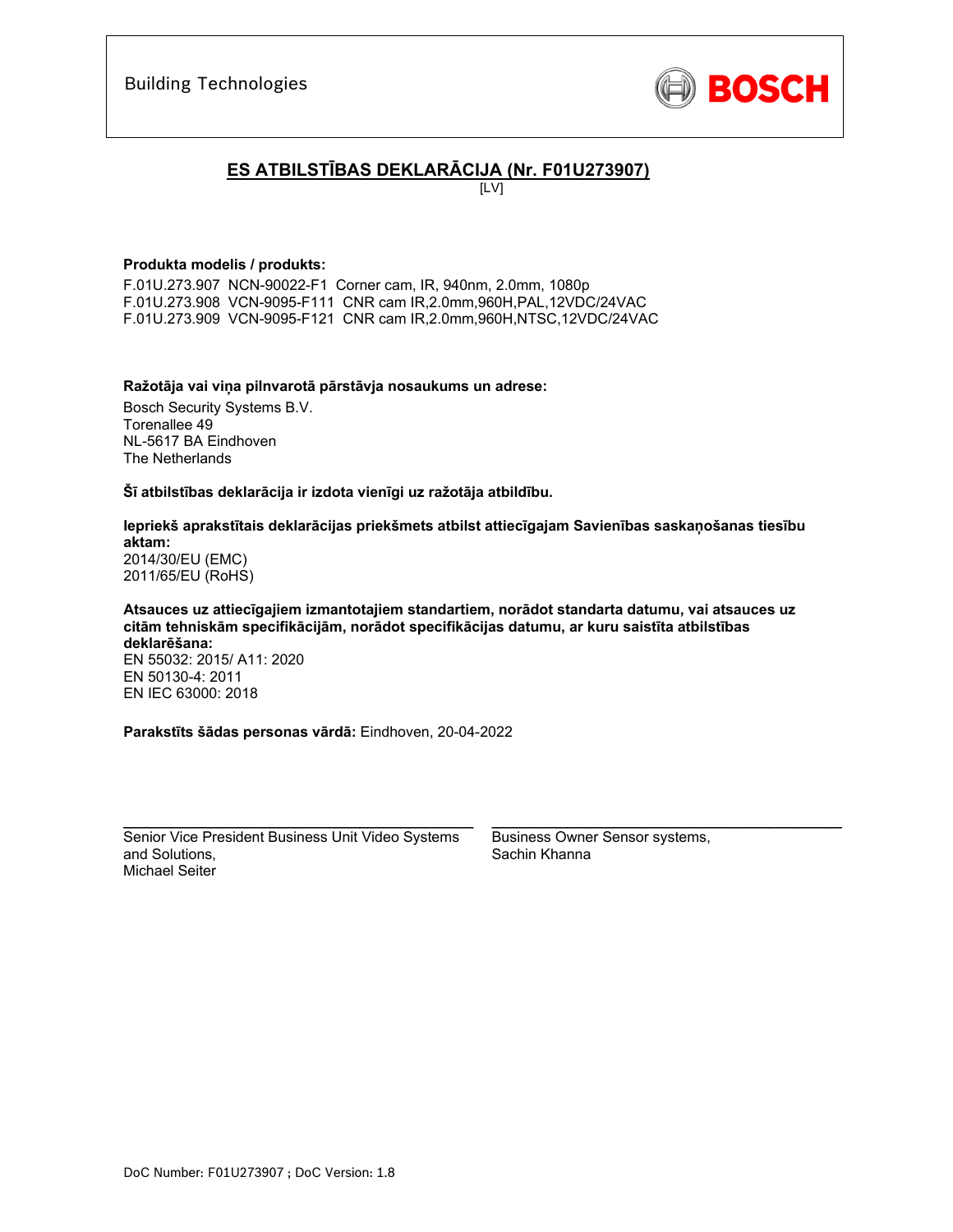Building Technologies

BOSCH

## ES ATBILSTĪBAS DEKLARĀCIJA (Nr. F01U273907)

[LV]

**Produkta modelis / produkts:**

F.01U.273.907 NCN-90022-F1 Corner cam, IR, 940nm, 2.0mm, 1080p
F.01U.273.908 VCN-9095-F111 CNR cam IR,2.0mm,960H,PAL,12VDC/24VAC
F.01U.273.909 VCN-9095-F121 CNR cam IR,2.0mm,960H,NTSC,12VDC/24VAC

**Ražotāja vai viņa pilnvarotā pārstāvja nosaukums un adrese:**

Bosch Security Systems B.V.
Torenallee 49
NL-5617 BA Eindhoven
The Netherlands

**Šī atbilstības deklarācija ir izdota vienīgi uz ražotāja atbildību.**

**Iepriekš aprakstītais deklarācijas priekšmets atbilst attiecīgajam Savienības saskaņošanas tiesību aktam:**
2014/30/EU (EMC)
2011/65/EU (RoHS)

**Atsauces uz attiecīgajiem izmantotajiem standartiem, norādot standarta datumu, vai atsauces uz citām tehniskām specifikācijām, norādot specifikācijas datumu, ar kuru saistīta atbilstības deklarēšana:**
EN 55032: 2015/ A11: 2020
EN 50130-4: 2011
EN IEC 63000: 2018

**Parakstīts šādas personas vārdā:** Eindhoven, 20-04-2022

Senior Vice President Business Unit Video Systems and Solutions,
Michael Seiter

Business Owner Sensor systems,
Sachin Khanna

DoC Number: F01U273907 ; DoC Version: 1.8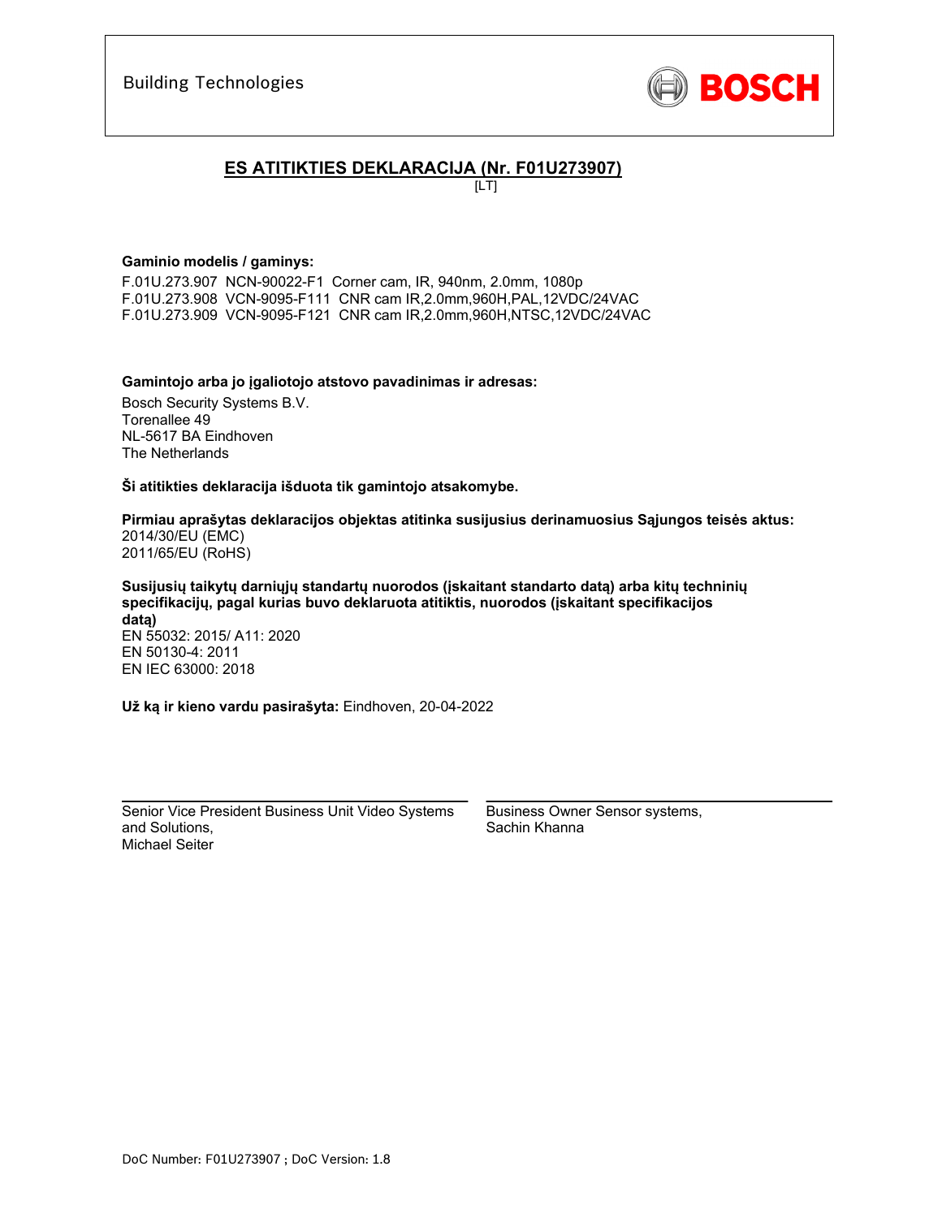Building Technologies

BOSCH

## ES ATITIKTIES DEKLARACIJA (Nr. F01U273907)

[LT]

**Gaminio modelis / gaminys:**

F.01U.273.907 NCN-90022-F1 Corner cam, IR, 940nm, 2.0mm, 1080p
F.01U.273.908 VCN-9095-F111 CNR cam IR,2.0mm,960H,PAL,12VDC/24VAC
F.01U.273.909 VCN-9095-F121 CNR cam IR,2.0mm,960H,NTSC,12VDC/24VAC

**Gamintojo arba jo įgaliotojo atstovo pavadinimas ir adresas:**

Bosch Security Systems B.V.
Torenallee 49
NL-5617 BA Eindhoven
The Netherlands

**Ši atitikties deklaracija išduota tik gamintojo atsakomybe.**

**Pirmiau aprašytas deklaracijos objektas atitinka susijusius derinamuosius Sąjungos teisės aktus:**
2014/30/EU (EMC)
2011/65/EU (RoHS)

**Susijusių taikytų darniųjų standartų nuorodos (įskaitant standarto datą) arba kitų techninių specifikacijų, pagal kurias buvo deklaruota atitiktis, nuorodos (įskaitant specifikacijos datą)**
EN 55032: 2015/ A11: 2020
EN 50130-4: 2011
EN IEC 63000: 2018

**Už ką ir kieno vardu pasirašyta:** Eindhoven, 20-04-2022

Senior Vice President Business Unit Video Systems and Solutions,
Michael Seiter

Business Owner Sensor systems,
Sachin Khanna

DoC Number: F01U273907 ; DoC Version: 1.8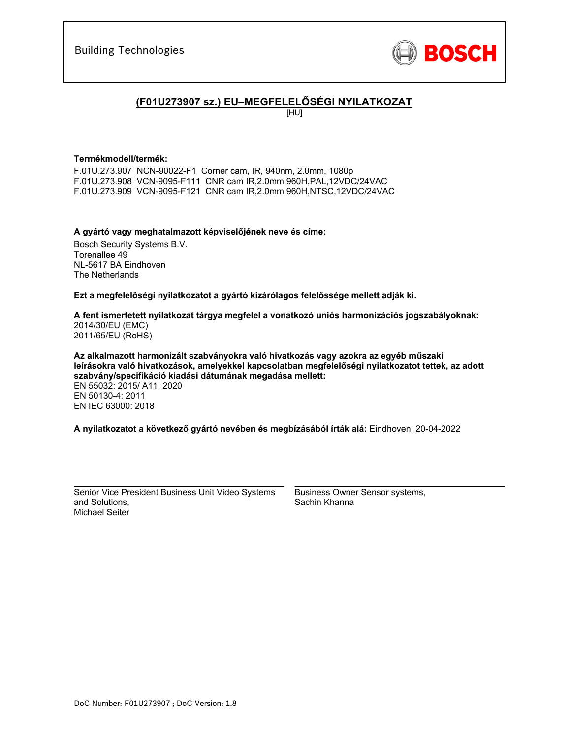Building Technologies

BOSCH

## (F01U273907 sz.) EU–MEGFELELŐSÉGI NYILATKOZAT

[HU]

**Termékmodell/termék:**

F.01U.273.907 NCN-90022-F1 Corner cam, IR, 940nm, 2.0mm, 1080p
F.01U.273.908 VCN-9095-F111 CNR cam IR,2.0mm,960H,PAL,12VDC/24VAC
F.01U.273.909 VCN-9095-F121 CNR cam IR,2.0mm,960H,NTSC,12VDC/24VAC

**A gyártó vagy meghatalmazott képviselőjének neve és címe:**

Bosch Security Systems B.V.
Torenallee 49
NL-5617 BA Eindhoven
The Netherlands

**Ezt a megfelelőségi nyilatkozatot a gyártó kizárólagos felelőssége mellett adják ki.**

**A fent ismertetett nyilatkozat tárgya megfelel a vonatkozó uniós harmonizációs jogszabályoknak:**
2014/30/EU (EMC)
2011/65/EU (RoHS)

**Az alkalmazott harmonizált szabványokra való hivatkozás vagy azokra az egyéb műszaki leírásokra való hivatkozások, amelyekkel kapcsolatban megfelelőségi nyilatkozatot tettek, az adott szabvány/specifikáció kiadási dátumának megadása mellett:**
EN 55032: 2015/ A11: 2020
EN 50130-4: 2011
EN IEC 63000: 2018

**A nyilatkozatot a következő gyártó nevében és megbízásából írták alá:** Eindhoven, 20-04-2022

Senior Vice President Business Unit Video Systems and Solutions,
Michael Seiter

Business Owner Sensor systems,
Sachin Khanna

DoC Number: F01U273907 ; DoC Version: 1.8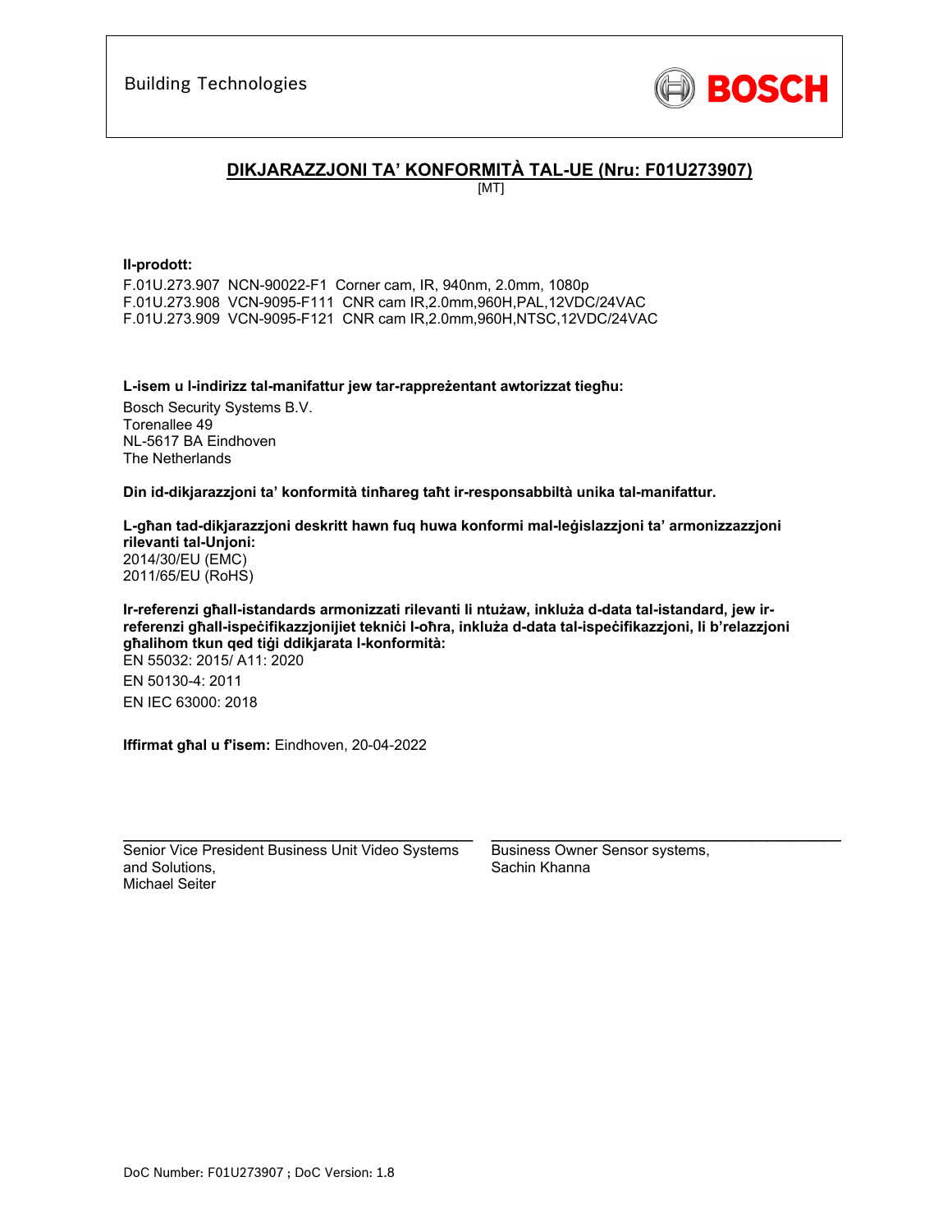Building Technologies

**BOSCH**

## DIKJARAZZJONI TA' KONFORMITÀ TAL-UE (Nru: F01U273907)

[MT]

**Il-prodott:**

F.01U.273.907 NCN-90022-F1 Corner cam, IR, 940nm, 2.0mm, 1080p
F.01U.273.908 VCN-9095-F111 CNR cam IR,2.0mm,960H,PAL,12VDC/24VAC
F.01U.273.909 VCN-9095-F121 CNR cam IR,2.0mm,960H,NTSC,12VDC/24VAC

**L-isem u l-indirizz tal-manifattur jew tar-rappreżentant awtorizzat tiegħu:**

Bosch Security Systems B.V.
Torenallee 49
NL-5617 BA Eindhoven
The Netherlands

**Din id-dikjarazzjoni ta' konformità tinħareg taħt ir-responsabbiltà unika tal-manifattur.**

**L-għan tad-dikjarazzjoni deskritt hawn fuq huwa konformi mal-leġislazzjoni ta' armonizzazzjoni rilevanti tal-Unjoni:**
2014/30/EU (EMC)
2011/65/EU (RoHS)

**Ir-referenzi għall-istandards armonizzati rilevanti li ntużaw, inkluża d-data tal-istandard, jew ir-referenzi għall-ispeċifikazzjonijiet tekniċi l-oħra, inkluża d-data tal-ispeċifikazzjoni, li b'relazzjoni għalihom tkun qed tiġi ddikjarata l-konformità:**
EN 55032: 2015/ A11: 2020
EN 50130-4: 2011
EN IEC 63000: 2018

**Iffirmat għal u f'isem:** Eindhoven, 20-04-2022

Senior Vice President Business Unit Video Systems and Solutions,
Michael Seiter

Business Owner Sensor systems,
Sachin Khanna

DoC Number: F01U273907 ; DoC Version: 1.8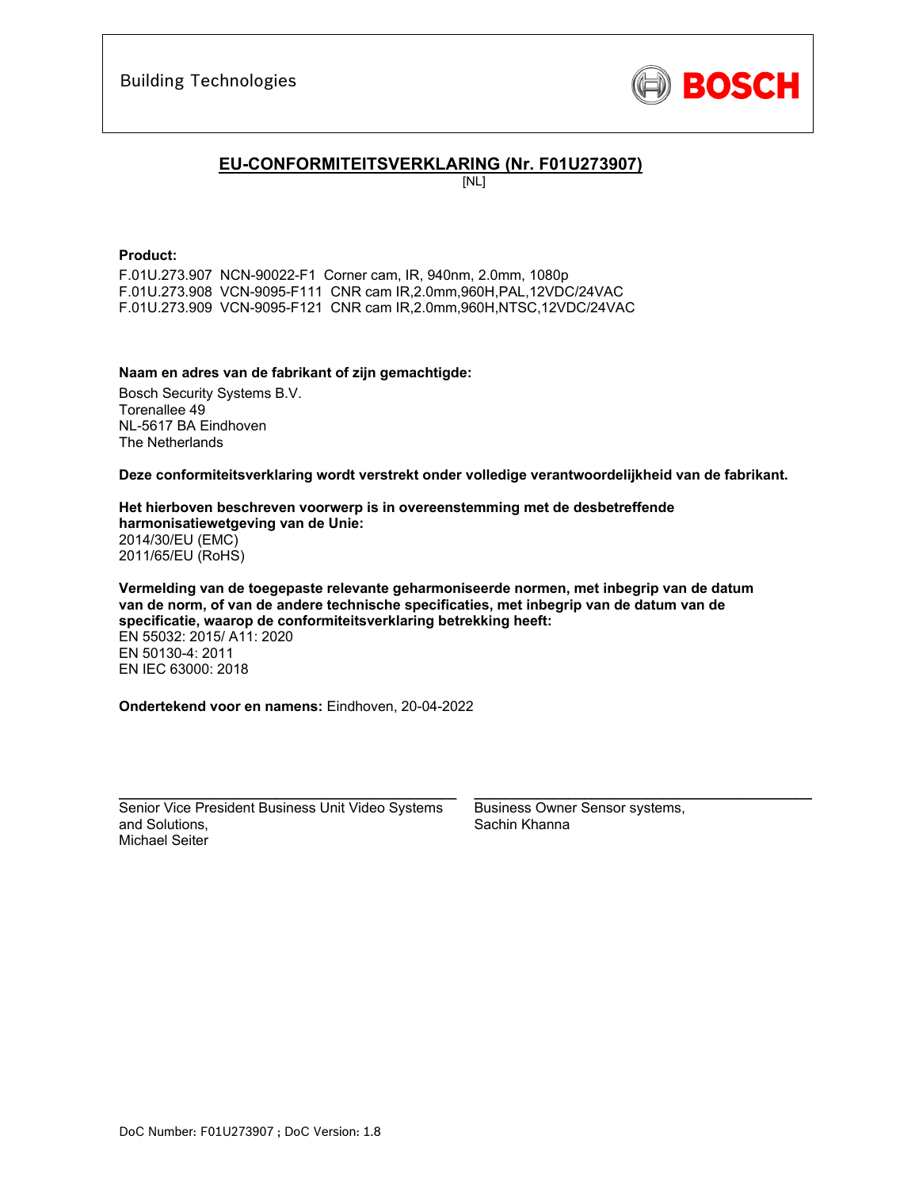Building Technologies

BOSCH

## EU-CONFORMITEITSVERKLARING (Nr. F01U273907)

[NL]

**Product:**

F.01U.273.907 NCN-90022-F1 Corner cam, IR, 940nm, 2.0mm, 1080p
F.01U.273.908 VCN-9095-F111 CNR cam IR,2.0mm,960H,PAL,12VDC/24VAC
F.01U.273.909 VCN-9095-F121 CNR cam IR,2.0mm,960H,NTSC,12VDC/24VAC

**Naam en adres van de fabrikant of zijn gemachtigde:**

Bosch Security Systems B.V.
Torenallee 49
NL-5617 BA Eindhoven
The Netherlands

**Deze conformiteitsverklaring wordt verstrekt onder volledige verantwoordelijkheid van de fabrikant.**

**Het hierboven beschreven voorwerp is in overeenstemming met de desbetreffende harmonisatiewetgeving van de Unie:**
2014/30/EU (EMC)
2011/65/EU (RoHS)

**Vermelding van de toegepaste relevante geharmoniseerde normen, met inbegrip van de datum van de norm, of van de andere technische specificaties, met inbegrip van de datum van de specificatie, waarop de conformiteitsverklaring betrekking heeft:**
EN 55032: 2015/ A11: 2020
EN 50130-4: 2011
EN IEC 63000: 2018

**Ondertekend voor en namens:** Eindhoven, 20-04-2022

Senior Vice President Business Unit Video Systems and Solutions,
Michael Seiter

Business Owner Sensor systems,
Sachin Khanna

DoC Number: F01U273907 ; DoC Version: 1.8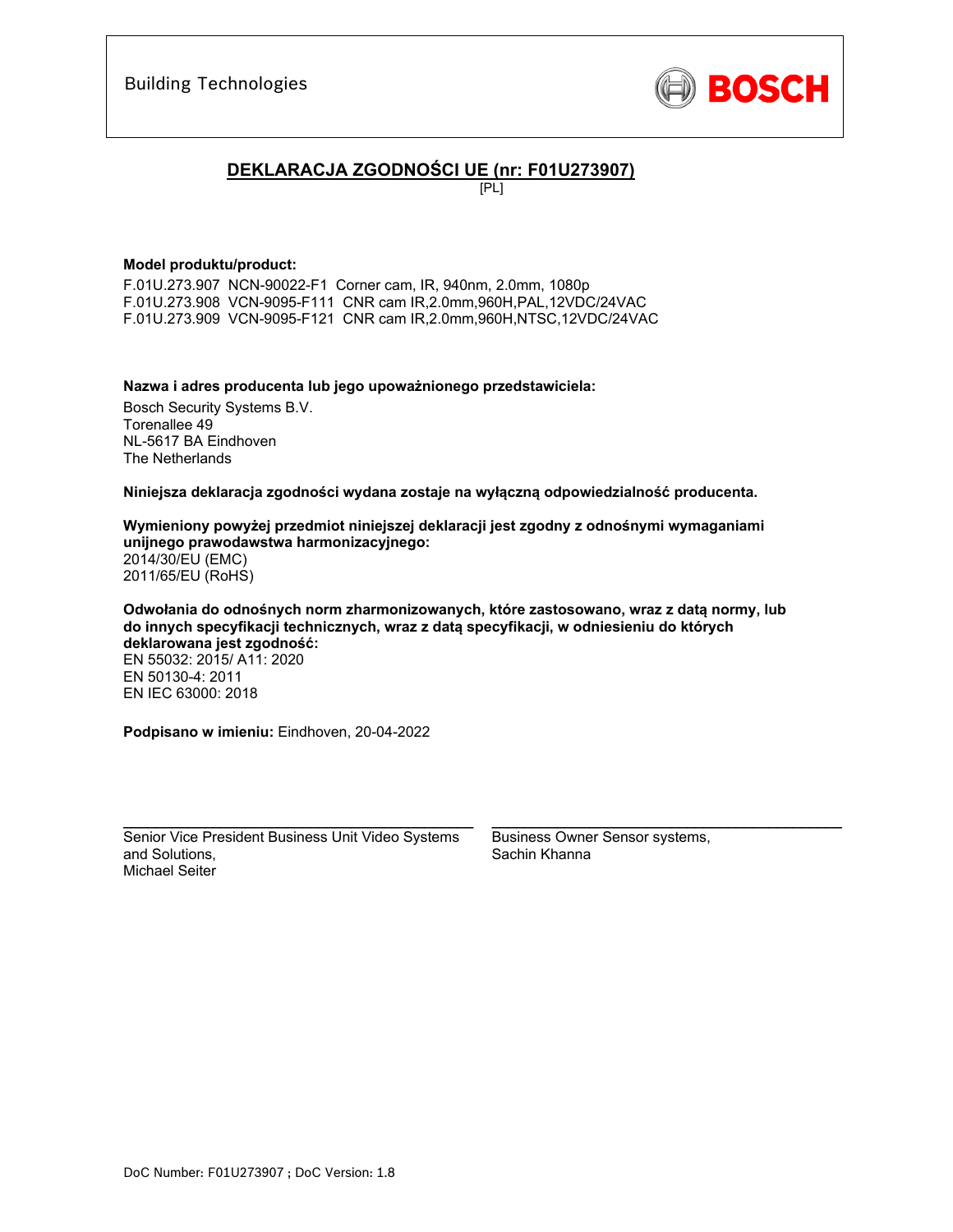Building Technologies

BOSCH

# DEKLARACJA ZGODNOŚCI UE (nr: F01U273907)

[PL]

**Model produktu/product:**

F.01U.273.907 NCN-90022-F1 Corner cam, IR, 940nm, 2.0mm, 1080p
F.01U.273.908 VCN-9095-F111 CNR cam IR,2.0mm,960H,PAL,12VDC/24VAC
F.01U.273.909 VCN-9095-F121 CNR cam IR,2.0mm,960H,NTSC,12VDC/24VAC

**Nazwa i adres producenta lub jego upoważnionego przedstawiciela:**

Bosch Security Systems B.V.
Torenallee 49
NL-5617 BA Eindhoven
The Netherlands

**Niniejsza deklaracja zgodności wydana zostaje na wyłączną odpowiedzialność producenta.**

**Wymieniony powyżej przedmiot niniejszej deklaracji jest zgodny z odnośnymi wymaganiami unijnego prawodawstwa harmonizacyjnego:**
2014/30/EU (EMC)
2011/65/EU (RoHS)

**Odwołania do odnośnych norm zharmonizowanych, które zastosowano, wraz z datą normy, lub do innych specyfikacji technicznych, wraz z datą specyfikacji, w odniesieniu do których deklarowana jest zgodność:**
EN 55032: 2015/ A11: 2020
EN 50130-4: 2011
EN IEC 63000: 2018

**Podpisano w imieniu:** Eindhoven, 20-04-2022

Senior Vice President Business Unit Video Systems and Solutions,
Michael Seiter

Business Owner Sensor systems,
Sachin Khanna

DoC Number: F01U273907 ; DoC Version: 1.8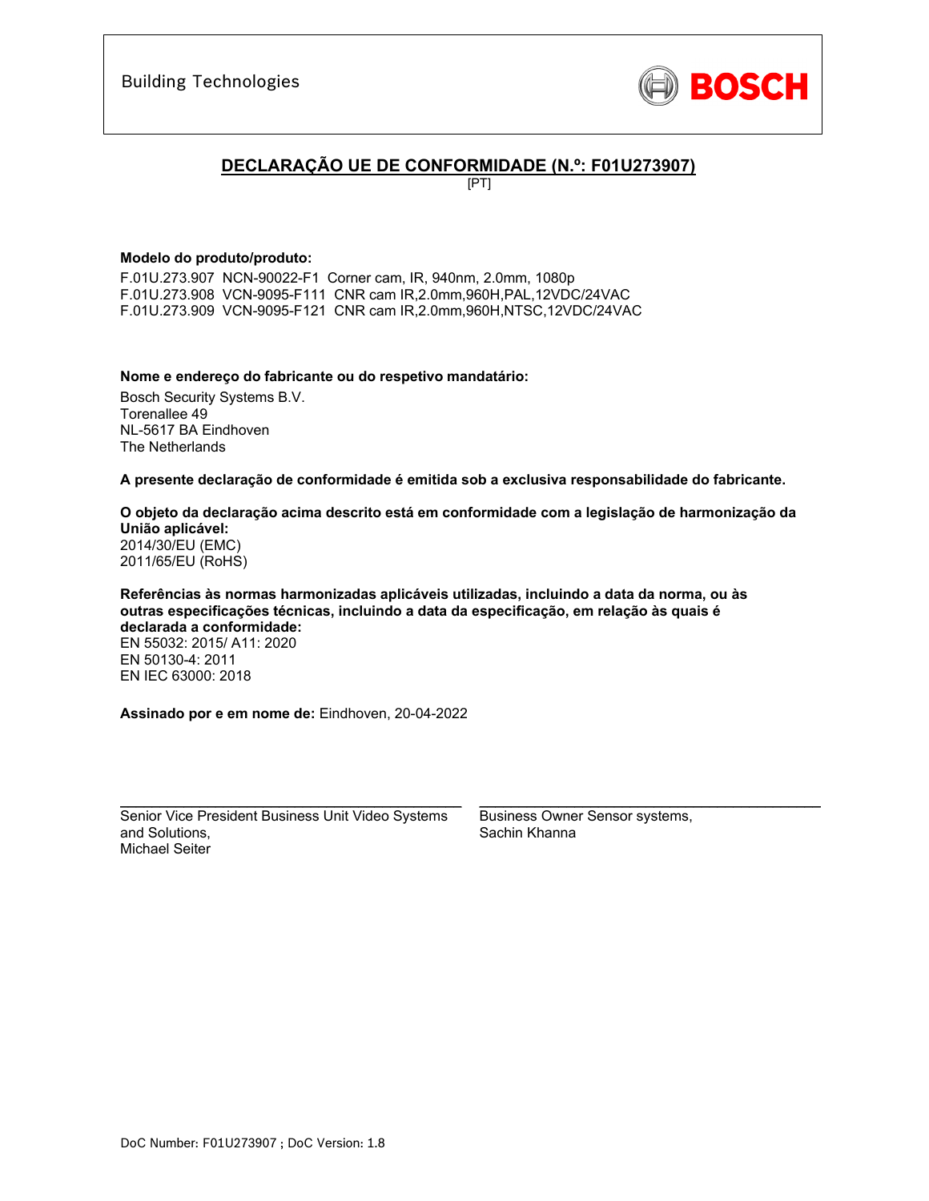Building Technologies

BOSCH

# DECLARAÇÃO UE DE CONFORMIDADE (N.º: F01U273907)

[PT]

**Modelo do produto/produto:**

F.01U.273.907 NCN-90022-F1 Corner cam, IR, 940nm, 2.0mm, 1080p
F.01U.273.908 VCN-9095-F111 CNR cam IR,2.0mm,960H,PAL,12VDC/24VAC
F.01U.273.909 VCN-9095-F121 CNR cam IR,2.0mm,960H,NTSC,12VDC/24VAC

**Nome e endereço do fabricante ou do respetivo mandatário:**

Bosch Security Systems B.V.
Torenallee 49
NL-5617 BA Eindhoven
The Netherlands

**A presente declaração de conformidade é emitida sob a exclusiva responsabilidade do fabricante.**

**O objeto da declaração acima descrito está em conformidade com a legislação de harmonização da União aplicável:**
2014/30/EU (EMC)
2011/65/EU (RoHS)

**Referências às normas harmonizadas aplicáveis utilizadas, incluindo a data da norma, ou às outras especificações técnicas, incluindo a data da especificação, em relação às quais é declarada a conformidade:**
EN 55032: 2015/ A11: 2020
EN 50130-4: 2011
EN IEC 63000: 2018

**Assinado por e em nome de:** Eindhoven, 20-04-2022

Senior Vice President Business Unit Video Systems and Solutions,
Michael Seiter

Business Owner Sensor systems,
Sachin Khanna

DoC Number: F01U273907 ; DoC Version: 1.8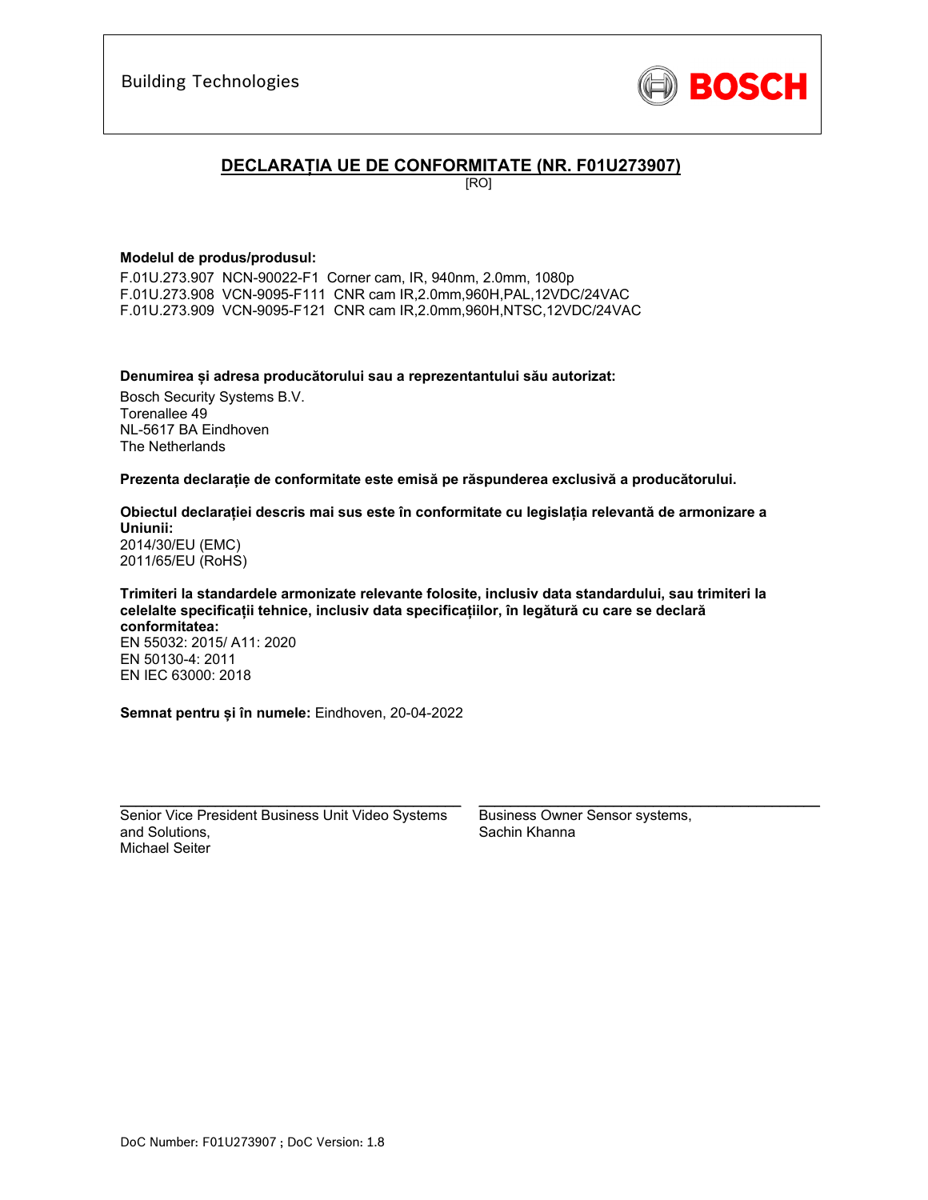Building Technologies

BOSCH

## DECLARAȚIA UE DE CONFORMITATE (NR. F01U273907)

[RO]

**Modelul de produs/produsul:**

F.01U.273.907 NCN-90022-F1 Corner cam, IR, 940nm, 2.0mm, 1080p
F.01U.273.908 VCN-9095-F111 CNR cam IR,2.0mm,960H,PAL,12VDC/24VAC
F.01U.273.909 VCN-9095-F121 CNR cam IR,2.0mm,960H,NTSC,12VDC/24VAC

**Denumirea și adresa producătorului sau a reprezentantului său autorizat:**

Bosch Security Systems B.V.
Torenallee 49
NL-5617 BA Eindhoven
The Netherlands

**Prezenta declarație de conformitate este emisă pe răspunderea exclusivă a producătorului.**

**Obiectul declarației descris mai sus este în conformitate cu legislația relevantă de armonizare a Uniunii:**
2014/30/EU (EMC)
2011/65/EU (RoHS)

**Trimiteri la standardele armonizate relevante folosite, inclusiv data standardului, sau trimiteri la celelalte specificații tehnice, inclusiv data specificațiilor, în legătură cu care se declară conformitatea:**
EN 55032: 2015/ A11: 2020
EN 50130-4: 2011
EN IEC 63000: 2018

**Semnat pentru și în numele:** Eindhoven, 20-04-2022

Senior Vice President Business Unit Video Systems and Solutions,
Michael Seiter

Business Owner Sensor systems,
Sachin Khanna

DoC Number: F01U273907 ; DoC Version: 1.8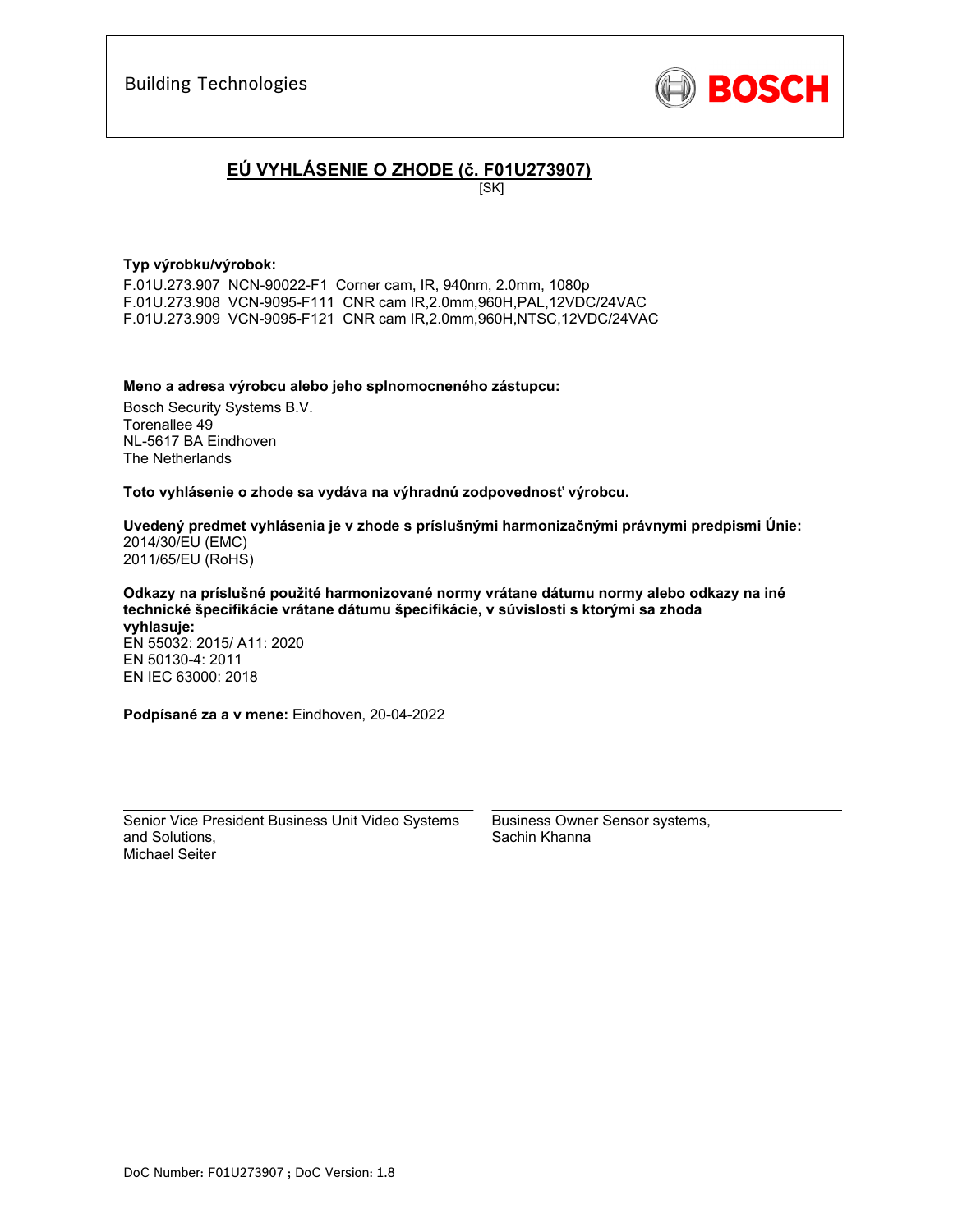Building Technologies

BOSCH

# EÚ VYHLÁSENIE O ZHODE (č. F01U273907)

[SK]

**Typ výrobku/výrobok:**

F.01U.273.907 NCN-90022-F1 Corner cam, IR, 940nm, 2.0mm, 1080p
F.01U.273.908 VCN-9095-F111 CNR cam IR,2.0mm,960H,PAL,12VDC/24VAC
F.01U.273.909 VCN-9095-F121 CNR cam IR,2.0mm,960H,NTSC,12VDC/24VAC

**Meno a adresa výrobcu alebo jeho splnomocneného zástupcu:**

Bosch Security Systems B.V.
Torenallee 49
NL-5617 BA Eindhoven
The Netherlands

**Toto vyhlásenie o zhode sa vydáva na výhradnú zodpovednosť výrobcu.**

**Uvedený predmet vyhlásenia je v zhode s príslušnými harmonizačnými právnymi predpismi Únie:**
2014/30/EU (EMC)
2011/65/EU (RoHS)

**Odkazy na príslušné použité harmonizované normy vrátane dátumu normy alebo odkazy na iné technické špecifikácie vrátane dátumu špecifikácie, v súvislosti s ktorými sa zhoda vyhlasuje:**
EN 55032: 2015/ A11: 2020
EN 50130-4: 2011
EN IEC 63000: 2018

**Podpísané za a v mene:** Eindhoven, 20-04-2022

Senior Vice President Business Unit Video Systems and Solutions,
Michael Seiter

Business Owner Sensor systems,
Sachin Khanna

DoC Number: F01U273907 ; DoC Version: 1.8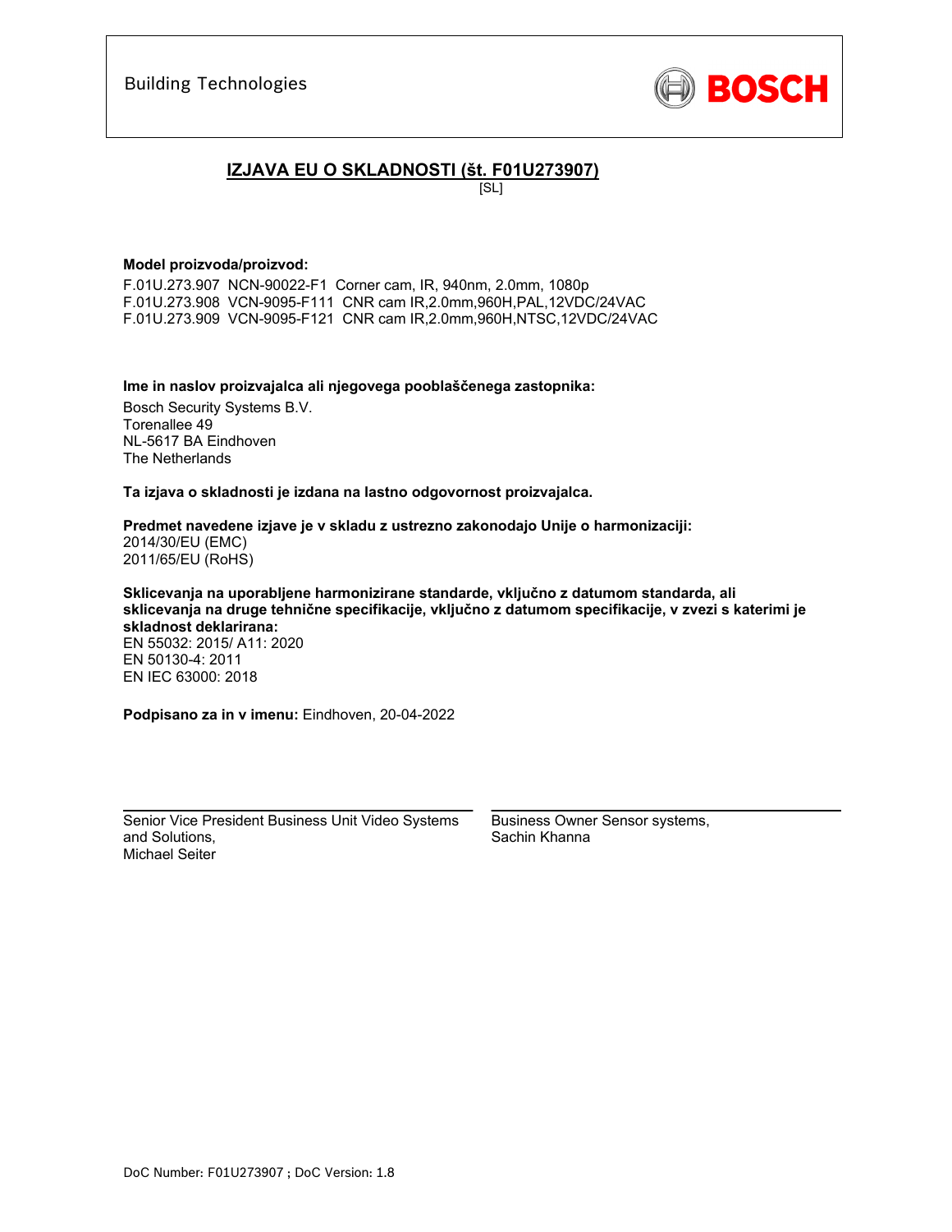Building Technologies

BOSCH

## IZJAVA EU O SKLADNOSTI (št. F01U273907)

[SL]

**Model proizvoda/proizvod:**

F.01U.273.907 NCN-90022-F1 Corner cam, IR, 940nm, 2.0mm, 1080p
F.01U.273.908 VCN-9095-F111 CNR cam IR,2.0mm,960H,PAL,12VDC/24VAC
F.01U.273.909 VCN-9095-F121 CNR cam IR,2.0mm,960H,NTSC,12VDC/24VAC

**Ime in naslov proizvajalca ali njegovega pooblaščenega zastopnika:**

Bosch Security Systems B.V.
Torenallee 49
NL-5617 BA Eindhoven
The Netherlands

**Ta izjava o skladnosti je izdana na lastno odgovornost proizvajalca.**

**Predmet navedene izjave je v skladu z ustrezno zakonodajo Unije o harmonizaciji:**
2014/30/EU (EMC)
2011/65/EU (RoHS)

**Sklicevanja na uporabljene harmonizirane standarde, vključno z datumom standarda, ali sklicevanja na druge tehnične specifikacije, vključno z datumom specifikacije, v zvezi s katerimi je skladnost deklarirana:**
EN 55032: 2015/ A11: 2020
EN 50130-4: 2011
EN IEC 63000: 2018

**Podpisano za in v imenu:** Eindhoven, 20-04-2022

Senior Vice President Business Unit Video Systems and Solutions,
Michael Seiter

Business Owner Sensor systems,
Sachin Khanna

DoC Number: F01U273907 ; DoC Version: 1.8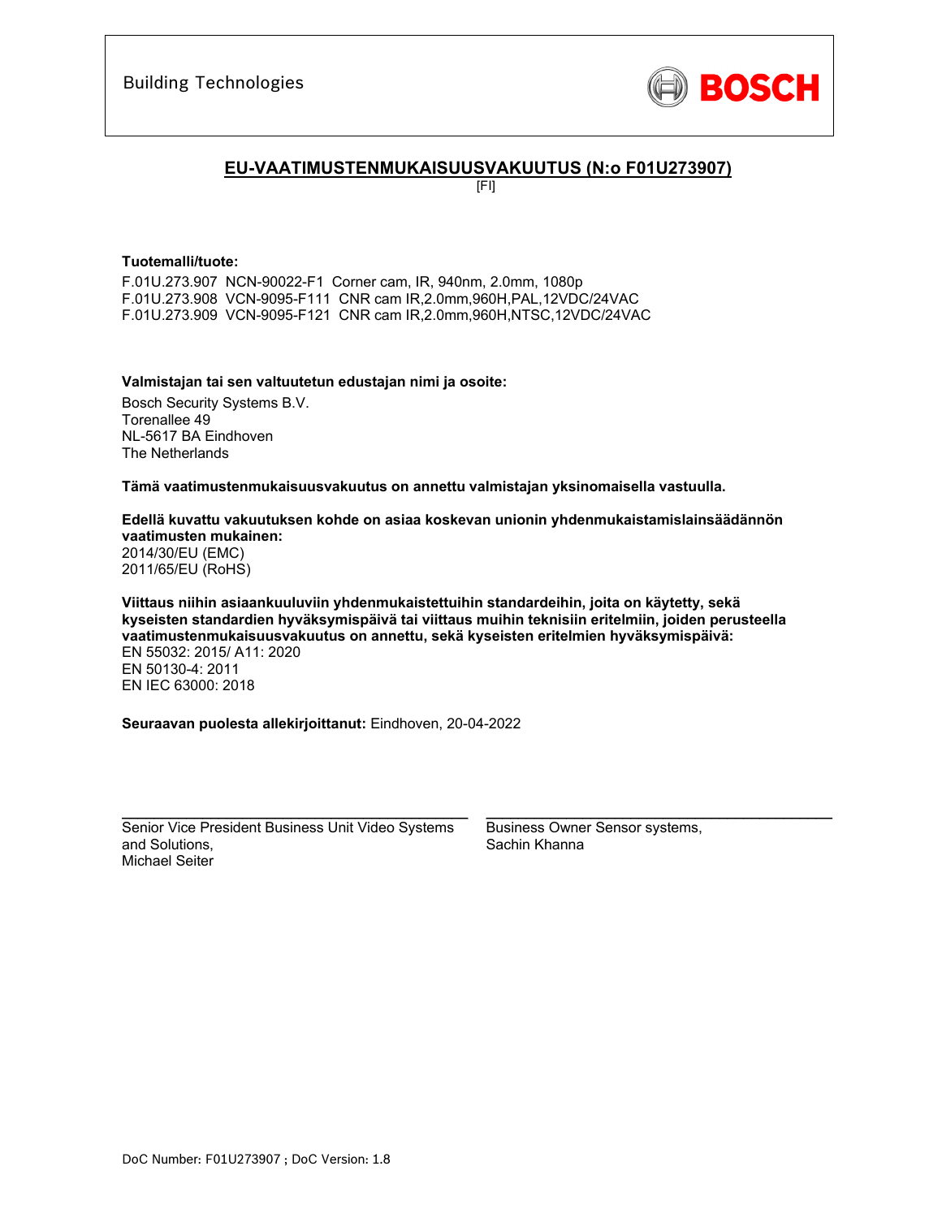Building Technologies

BOSCH

## EU-VAATIMUSTENMUKAISUUSVAKUUTUS (N:o F01U273907)

[FI]

**Tuotemalli/tuote:**

F.01U.273.907 NCN-90022-F1 Corner cam, IR, 940nm, 2.0mm, 1080p
F.01U.273.908 VCN-9095-F111 CNR cam IR,2.0mm,960H,PAL,12VDC/24VAC
F.01U.273.909 VCN-9095-F121 CNR cam IR,2.0mm,960H,NTSC,12VDC/24VAC

**Valmistajan tai sen valtuutetun edustajan nimi ja osoite:**

Bosch Security Systems B.V.
Torenallee 49
NL-5617 BA Eindhoven
The Netherlands

**Tämä vaatimustenmukaisuusvakuutus on annettu valmistajan yksinomaisella vastuulla.**

**Edellä kuvattu vakuutuksen kohde on asiaa koskevan unionin yhdenmukaistamislainsäädännön vaatimusten mukainen:**
2014/30/EU (EMC)
2011/65/EU (RoHS)

**Viittaus niihin asiaankuuluviin yhdenmukaistettuihin standardeihin, joita on käytetty, sekä kyseisten standardien hyväksymispäivä tai viittaus muihin teknisiin eritelmiin, joiden perusteella vaatimustenmukaisuusvakuutus on annettu, sekä kyseisten eritelmien hyväksymispäivä:**
EN 55032: 2015/ A11: 2020
EN 50130-4: 2011
EN IEC 63000: 2018

**Seuraavan puolesta allekirjoittanut:** Eindhoven, 20-04-2022

Senior Vice President Business Unit Video Systems and Solutions,
Michael Seiter

Business Owner Sensor systems,
Sachin Khanna

DoC Number: F01U273907 ; DoC Version: 1.8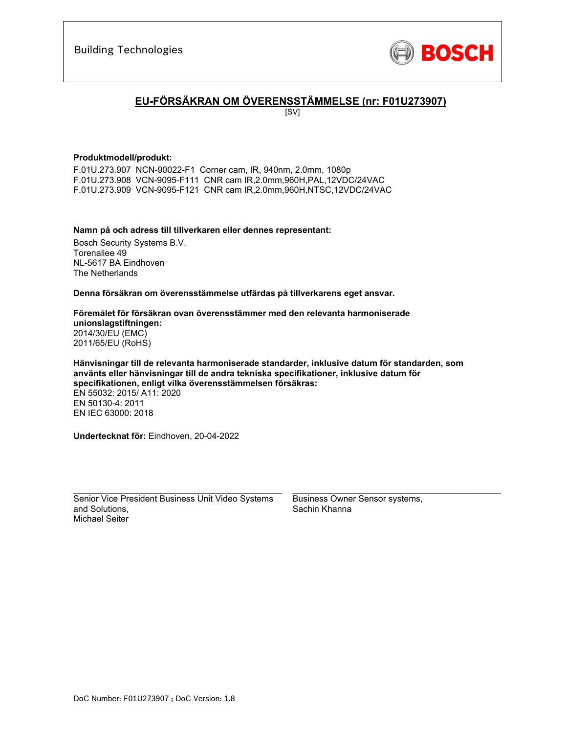Building Technologies

BOSCH

## EU-FÖRSÄKRAN OM ÖVERENSSTÄMMELSE (nr: F01U273907)

[SV]

**Produktmodell/produkt:**

F.01U.273.907 NCN-90022-F1 Corner cam, IR, 940nm, 2.0mm, 1080p
F.01U.273.908 VCN-9095-F111 CNR cam IR,2.0mm,960H,PAL,12VDC/24VAC
F.01U.273.909 VCN-9095-F121 CNR cam IR,2.0mm,960H,NTSC,12VDC/24VAC

**Namn på och adress till tillverkaren eller dennes representant:**

Bosch Security Systems B.V.
Torenallee 49
NL-5617 BA Eindhoven
The Netherlands

**Denna försäkran om överensstämmelse utfärdas på tillverkarens eget ansvar.**

**Föremålet för försäkran ovan överensstämmer med den relevanta harmoniserade unionslagstiftningen:**
2014/30/EU (EMC)
2011/65/EU (RoHS)

**Hänvisningar till de relevanta harmoniserade standarder, inklusive datum för standarden, som använts eller hänvisningar till de andra tekniska specifikationer, inklusive datum för specifikationen, enligt vilka överensstämmelsen försäkras:**
EN 55032: 2015/ A11: 2020
EN 50130-4: 2011
EN IEC 63000: 2018

**Undertecknat för:** Eindhoven, 20-04-2022

Senior Vice President Business Unit Video Systems and Solutions,
Michael Seiter

Business Owner Sensor systems,
Sachin Khanna

DoC Number: F01U273907 ; DoC Version: 1.8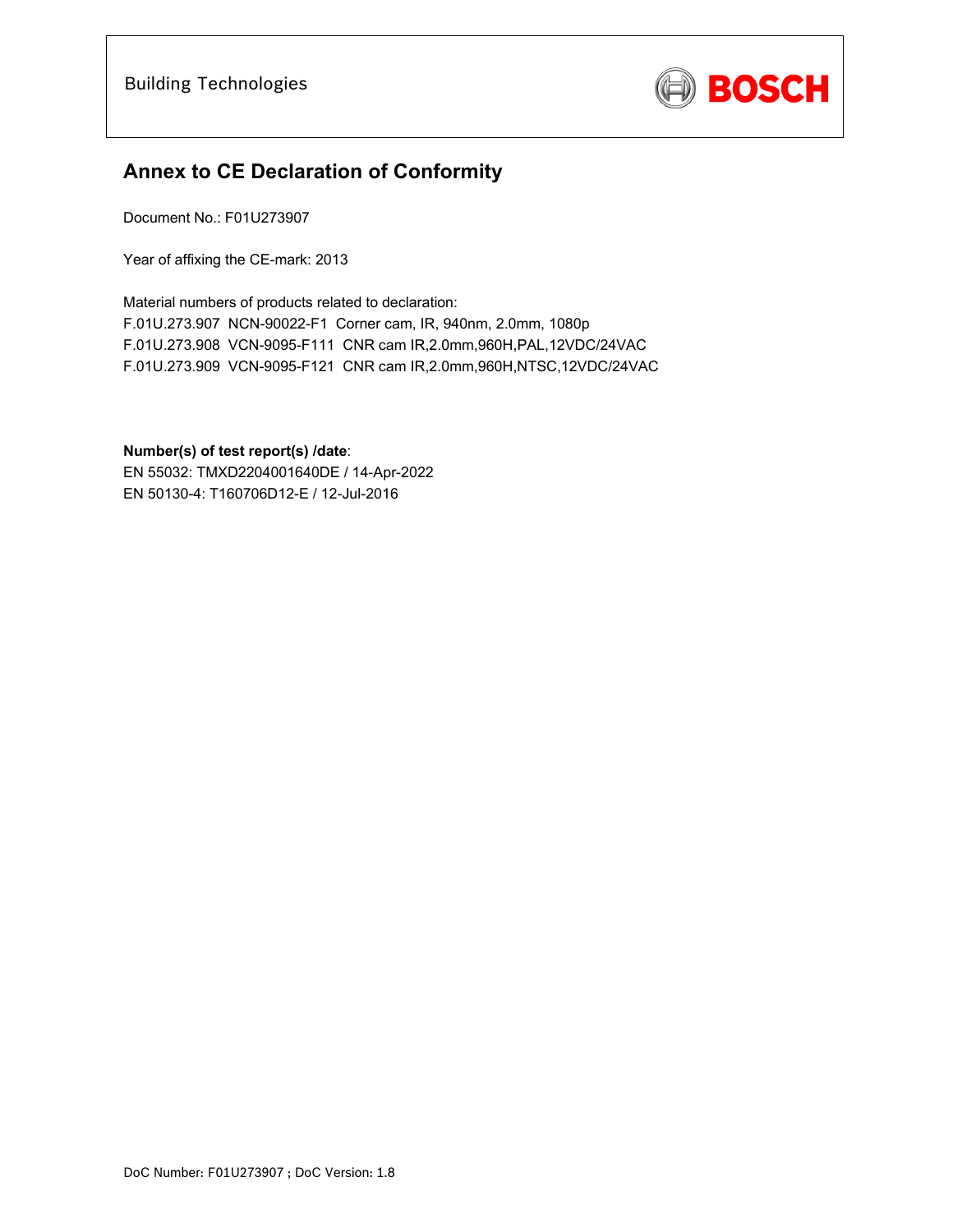Building Technologies

BOSCH

## Annex to CE Declaration of Conformity

Document No.: F01U273907

Year of affixing the CE-mark: 2013

Material numbers of products related to declaration:
F.01U.273.907 NCN-90022-F1 Corner cam, IR, 940nm, 2.0mm, 1080p
F.01U.273.908 VCN-9095-F111 CNR cam IR,2.0mm,960H,PAL,12VDC/24VAC
F.01U.273.909 VCN-9095-F121 CNR cam IR,2.0mm,960H,NTSC,12VDC/24VAC

**Number(s) of test report(s) /date**:
EN 55032: TMXD2204001640DE / 14-Apr-2022
EN 50130-4: T160706D12-E / 12-Jul-2016

DoC Number: F01U273907 ; DoC Version: 1.8